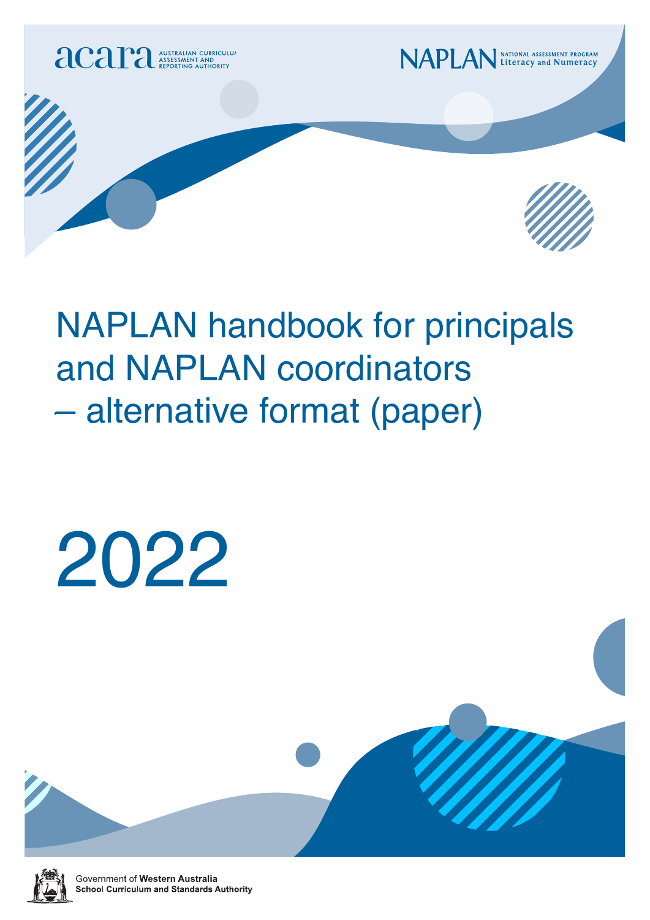acara AUSTRALIAN CURRICULUM ASSESSMENT AND REPORTING AUTHORITY

NAPLAN NATIONAL ASSESSMENT PROGRAM Literacy and Numeracy

# NAPLAN handbook for principals and NAPLAN coordinators – alternative format (paper)

# 2022

Government of **Western Australia**
**School Curriculum and Standards Authority**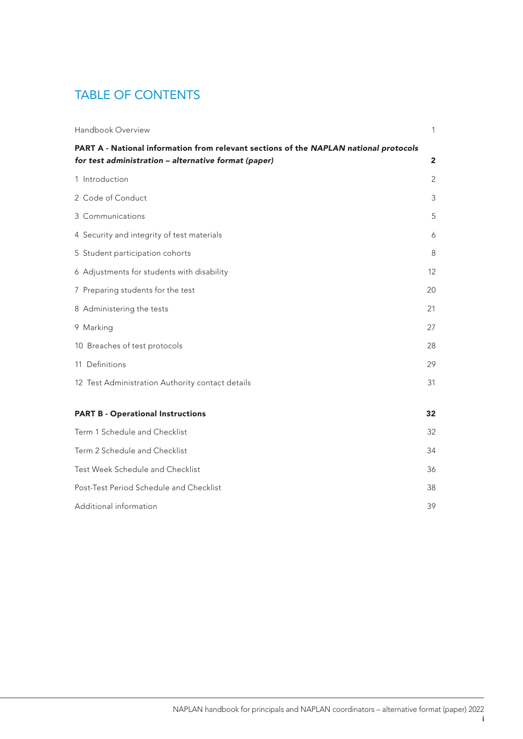# TABLE OF CONTENTS

| | |
|---|---|
| Handbook Overview | 1 |
| **PART A - National information from relevant sections of the *NAPLAN national protocols for test administration – alternative format (paper)*** | **2** |
| 1 Introduction | 2 |
| 2 Code of Conduct | 3 |
| 3 Communications | 5 |
| 4 Security and integrity of test materials | 6 |
| 5 Student participation cohorts | 8 |
| 6 Adjustments for students with disability | 12 |
| 7 Preparing students for the test | 20 |
| 8 Administering the tests | 21 |
| 9 Marking | 27 |
| 10 Breaches of test protocols | 28 |
| 11 Definitions | 29 |
| 12 Test Administration Authority contact details | 31 |
| **PART B - Operational Instructions** | **32** |
| Term 1 Schedule and Checklist | 32 |
| Term 2 Schedule and Checklist | 34 |
| Test Week Schedule and Checklist | 36 |
| Post-Test Period Schedule and Checklist | 38 |
| Additional information | 39 |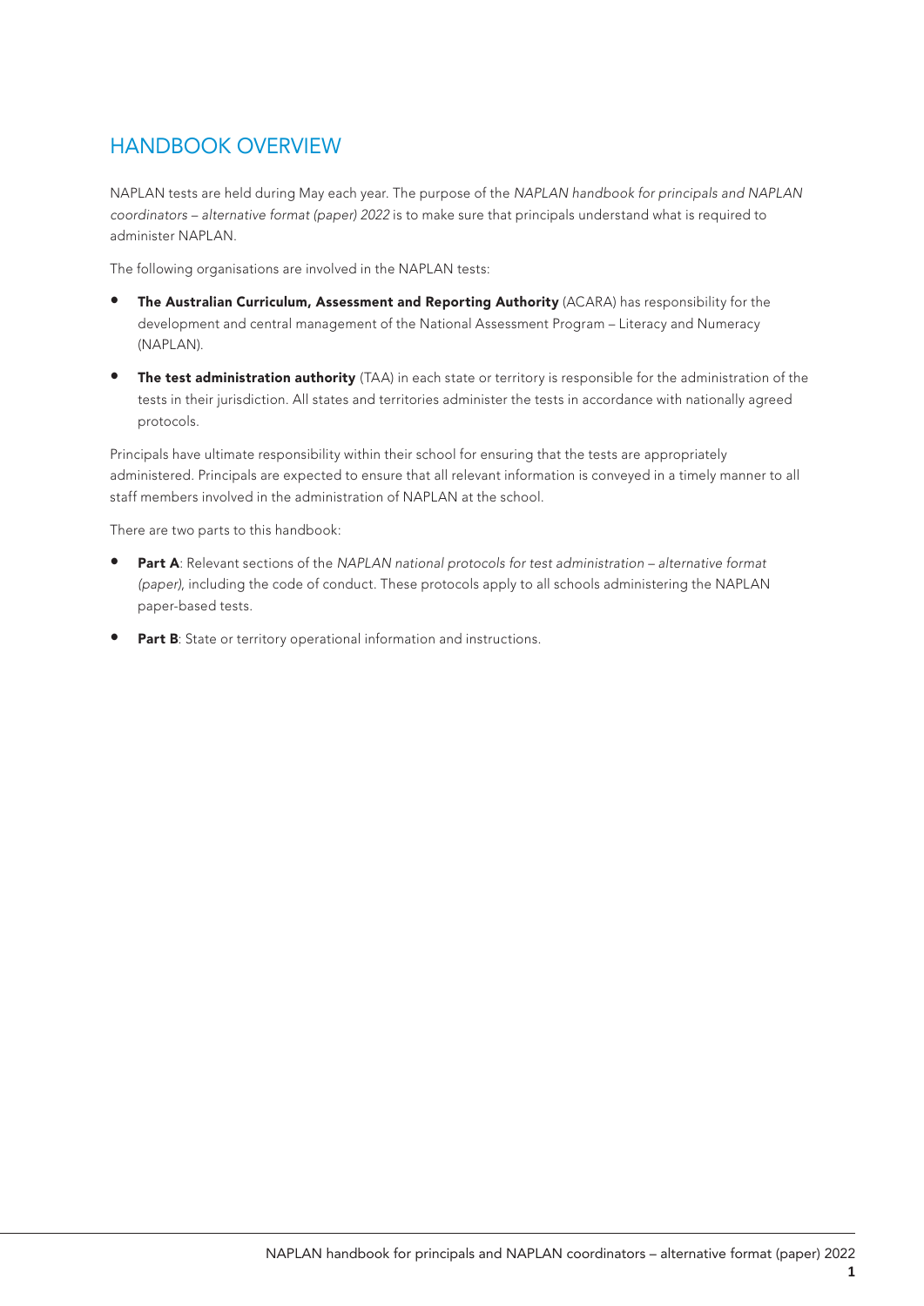# HANDBOOK OVERVIEW

NAPLAN tests are held during May each year. The purpose of the *NAPLAN handbook for principals and NAPLAN coordinators – alternative format (paper) 2022* is to make sure that principals understand what is required to administer NAPLAN.

The following organisations are involved in the NAPLAN tests:

- **The Australian Curriculum, Assessment and Reporting Authority** (ACARA) has responsibility for the development and central management of the National Assessment Program – Literacy and Numeracy (NAPLAN).
- **The test administration authority** (TAA) in each state or territory is responsible for the administration of the tests in their jurisdiction. All states and territories administer the tests in accordance with nationally agreed protocols.

Principals have ultimate responsibility within their school for ensuring that the tests are appropriately administered. Principals are expected to ensure that all relevant information is conveyed in a timely manner to all staff members involved in the administration of NAPLAN at the school.

There are two parts to this handbook:

- **Part A**: Relevant sections of the *NAPLAN national protocols for test administration – alternative format (paper)*, including the code of conduct. These protocols apply to all schools administering the NAPLAN paper-based tests.
- **Part B**: State or territory operational information and instructions.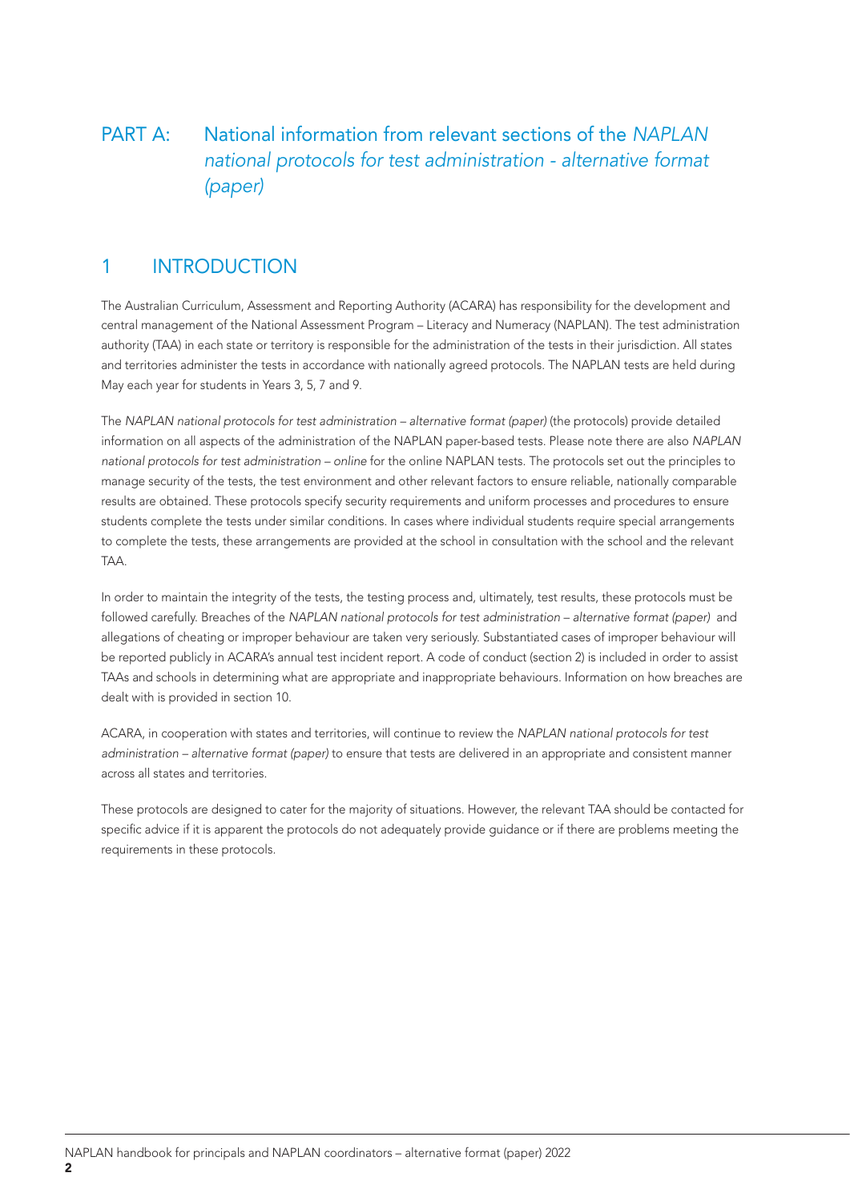# PART A: National information from relevant sections of the *NAPLAN national protocols for test administration - alternative format (paper)*

## 1 INTRODUCTION

The Australian Curriculum, Assessment and Reporting Authority (ACARA) has responsibility for the development and central management of the National Assessment Program – Literacy and Numeracy (NAPLAN). The test administration authority (TAA) in each state or territory is responsible for the administration of the tests in their jurisdiction. All states and territories administer the tests in accordance with nationally agreed protocols. The NAPLAN tests are held during May each year for students in Years 3, 5, 7 and 9.

The *NAPLAN national protocols for test administration – alternative format (paper)* (the protocols) provide detailed information on all aspects of the administration of the NAPLAN paper-based tests. Please note there are also *NAPLAN national protocols for test administration – online* for the online NAPLAN tests. The protocols set out the principles to manage security of the tests, the test environment and other relevant factors to ensure reliable, nationally comparable results are obtained. These protocols specify security requirements and uniform processes and procedures to ensure students complete the tests under similar conditions. In cases where individual students require special arrangements to complete the tests, these arrangements are provided at the school in consultation with the school and the relevant TAA.

In order to maintain the integrity of the tests, the testing process and, ultimately, test results, these protocols must be followed carefully. Breaches of the *NAPLAN national protocols for test administration – alternative format (paper)* and allegations of cheating or improper behaviour are taken very seriously. Substantiated cases of improper behaviour will be reported publicly in ACARA's annual test incident report. A code of conduct (section 2) is included in order to assist TAAs and schools in determining what are appropriate and inappropriate behaviours. Information on how breaches are dealt with is provided in section 10.

ACARA, in cooperation with states and territories, will continue to review the *NAPLAN national protocols for test administration – alternative format (paper)* to ensure that tests are delivered in an appropriate and consistent manner across all states and territories.

These protocols are designed to cater for the majority of situations. However, the relevant TAA should be contacted for specific advice if it is apparent the protocols do not adequately provide guidance or if there are problems meeting the requirements in these protocols.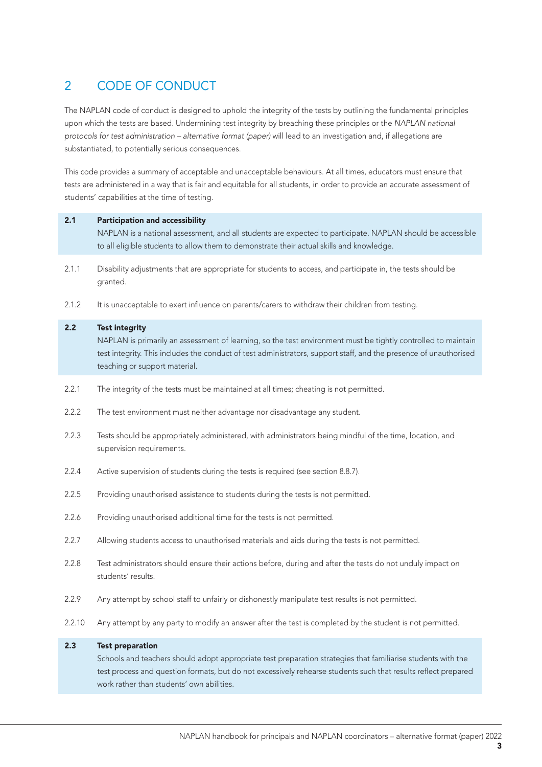## 2 CODE OF CONDUCT

The NAPLAN code of conduct is designed to uphold the integrity of the tests by outlining the fundamental principles upon which the tests are based. Undermining test integrity by breaching these principles or the *NAPLAN national protocols for test administration – alternative format (paper)* will lead to an investigation and, if allegations are substantiated, to potentially serious consequences.

This code provides a summary of acceptable and unacceptable behaviours. At all times, educators must ensure that tests are administered in a way that is fair and equitable for all students, in order to provide an accurate assessment of students' capabilities at the time of testing.

### 2.1 Participation and accessibility

NAPLAN is a national assessment, and all students are expected to participate. NAPLAN should be accessible to all eligible students to allow them to demonstrate their actual skills and knowledge.

2.1.1 Disability adjustments that are appropriate for students to access, and participate in, the tests should be granted.

2.1.2 It is unacceptable to exert influence on parents/carers to withdraw their children from testing.

### 2.2 Test integrity

NAPLAN is primarily an assessment of learning, so the test environment must be tightly controlled to maintain test integrity. This includes the conduct of test administrators, support staff, and the presence of unauthorised teaching or support material.

2.2.1 The integrity of the tests must be maintained at all times; cheating is not permitted.

2.2.2 The test environment must neither advantage nor disadvantage any student.

2.2.3 Tests should be appropriately administered, with administrators being mindful of the time, location, and supervision requirements.

2.2.4 Active supervision of students during the tests is required (see section 8.8.7).

2.2.5 Providing unauthorised assistance to students during the tests is not permitted.

2.2.6 Providing unauthorised additional time for the tests is not permitted.

2.2.7 Allowing students access to unauthorised materials and aids during the tests is not permitted.

2.2.8 Test administrators should ensure their actions before, during and after the tests do not unduly impact on students' results.

2.2.9 Any attempt by school staff to unfairly or dishonestly manipulate test results is not permitted.

2.2.10 Any attempt by any party to modify an answer after the test is completed by the student is not permitted.

### 2.3 Test preparation

Schools and teachers should adopt appropriate test preparation strategies that familiarise students with the test process and question formats, but do not excessively rehearse students such that results reflect prepared work rather than students' own abilities.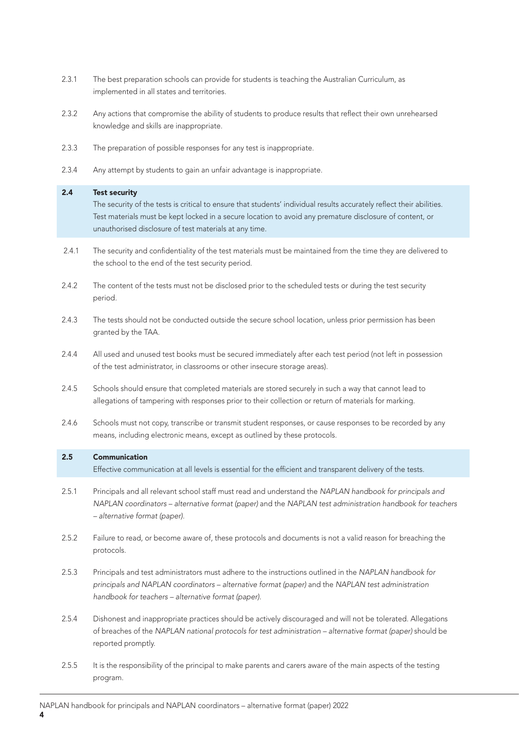2.3.1 The best preparation schools can provide for students is teaching the Australian Curriculum, as implemented in all states and territories.

2.3.2 Any actions that compromise the ability of students to produce results that reflect their own unrehearsed knowledge and skills are inappropriate.

2.3.3 The preparation of possible responses for any test is inappropriate.

2.3.4 Any attempt by students to gain an unfair advantage is inappropriate.

## 2.4 Test security

The security of the tests is critical to ensure that students' individual results accurately reflect their abilities. Test materials must be kept locked in a secure location to avoid any premature disclosure of content, or unauthorised disclosure of test materials at any time.

2.4.1 The security and confidentiality of the test materials must be maintained from the time they are delivered to the school to the end of the test security period.

2.4.2 The content of the tests must not be disclosed prior to the scheduled tests or during the test security period.

2.4.3 The tests should not be conducted outside the secure school location, unless prior permission has been granted by the TAA.

2.4.4 All used and unused test books must be secured immediately after each test period (not left in possession of the test administrator, in classrooms or other insecure storage areas).

2.4.5 Schools should ensure that completed materials are stored securely in such a way that cannot lead to allegations of tampering with responses prior to their collection or return of materials for marking.

2.4.6 Schools must not copy, transcribe or transmit student responses, or cause responses to be recorded by any means, including electronic means, except as outlined by these protocols.

## 2.5 Communication

Effective communication at all levels is essential for the efficient and transparent delivery of the tests.

2.5.1 Principals and all relevant school staff must read and understand the *NAPLAN handbook for principals and NAPLAN coordinators – alternative format (paper)* and the *NAPLAN test administration handbook for teachers – alternative format (paper).*

2.5.2 Failure to read, or become aware of, these protocols and documents is not a valid reason for breaching the protocols.

2.5.3 Principals and test administrators must adhere to the instructions outlined in the *NAPLAN handbook for principals and NAPLAN coordinators – alternative format (paper)* and the *NAPLAN test administration handbook for teachers – alternative format (paper).*

2.5.4 Dishonest and inappropriate practices should be actively discouraged and will not be tolerated. Allegations of breaches of the *NAPLAN national protocols for test administration – alternative format (paper)* should be reported promptly.

2.5.5 It is the responsibility of the principal to make parents and carers aware of the main aspects of the testing program.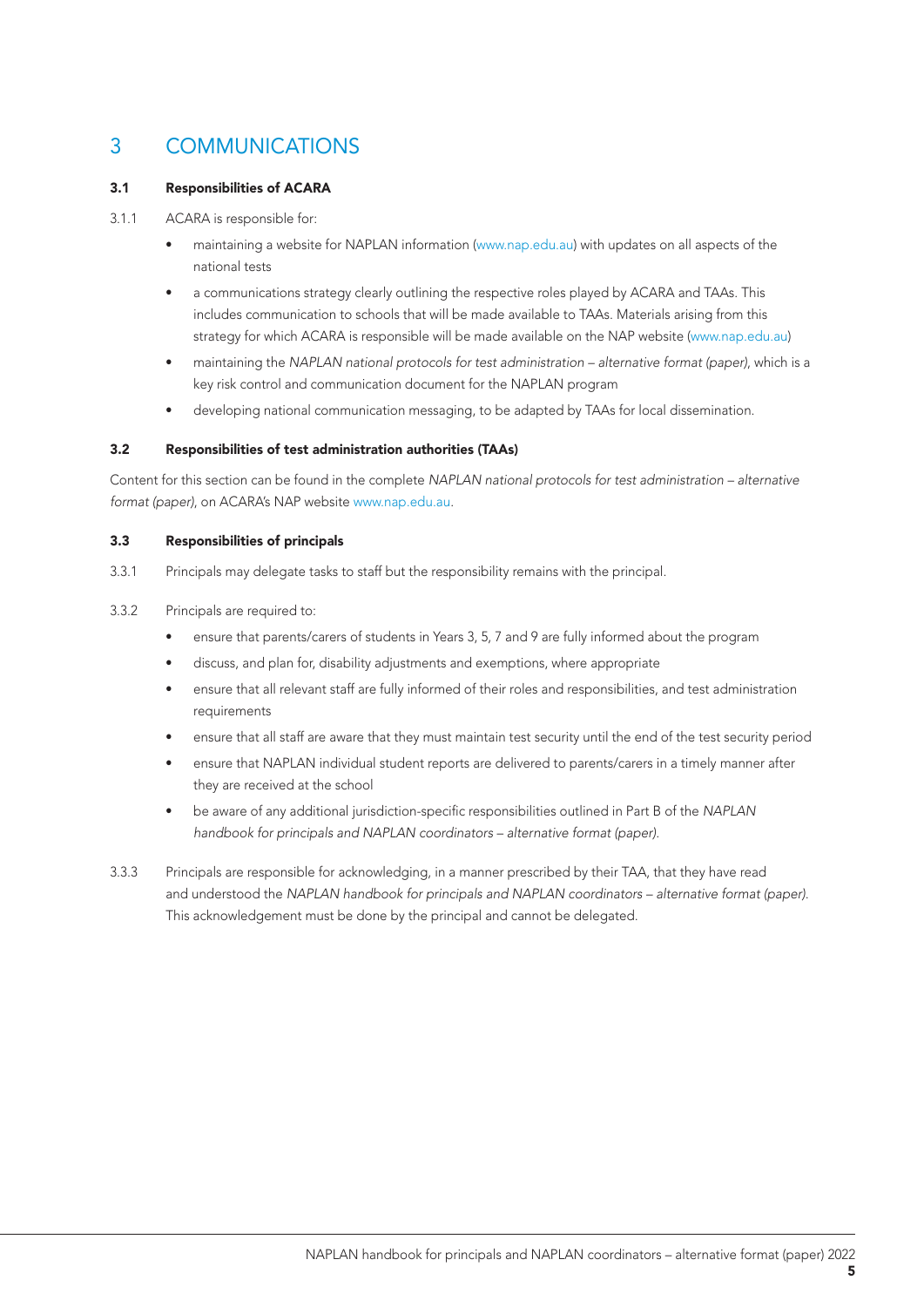# 3 COMMUNICATIONS

### 3.1 Responsibilities of ACARA

3.1.1 ACARA is responsible for:

- maintaining a website for NAPLAN information (www.nap.edu.au) with updates on all aspects of the national tests
- a communications strategy clearly outlining the respective roles played by ACARA and TAAs. This includes communication to schools that will be made available to TAAs. Materials arising from this strategy for which ACARA is responsible will be made available on the NAP website (www.nap.edu.au)
- maintaining the *NAPLAN national protocols for test administration – alternative format (paper)*, which is a key risk control and communication document for the NAPLAN program
- developing national communication messaging, to be adapted by TAAs for local dissemination.

### 3.2 Responsibilities of test administration authorities (TAAs)

Content for this section can be found in the complete *NAPLAN national protocols for test administration – alternative format (paper)*, on ACARA's NAP website www.nap.edu.au.

### 3.3 Responsibilities of principals

3.3.1 Principals may delegate tasks to staff but the responsibility remains with the principal.

3.3.2 Principals are required to:

- ensure that parents/carers of students in Years 3, 5, 7 and 9 are fully informed about the program
- discuss, and plan for, disability adjustments and exemptions, where appropriate
- ensure that all relevant staff are fully informed of their roles and responsibilities, and test administration requirements
- ensure that all staff are aware that they must maintain test security until the end of the test security period
- ensure that NAPLAN individual student reports are delivered to parents/carers in a timely manner after they are received at the school
- be aware of any additional jurisdiction-specific responsibilities outlined in Part B of the *NAPLAN handbook for principals and NAPLAN coordinators – alternative format (paper).*

3.3.3 Principals are responsible for acknowledging, in a manner prescribed by their TAA, that they have read and understood the *NAPLAN handbook for principals and NAPLAN coordinators – alternative format (paper).* This acknowledgement must be done by the principal and cannot be delegated.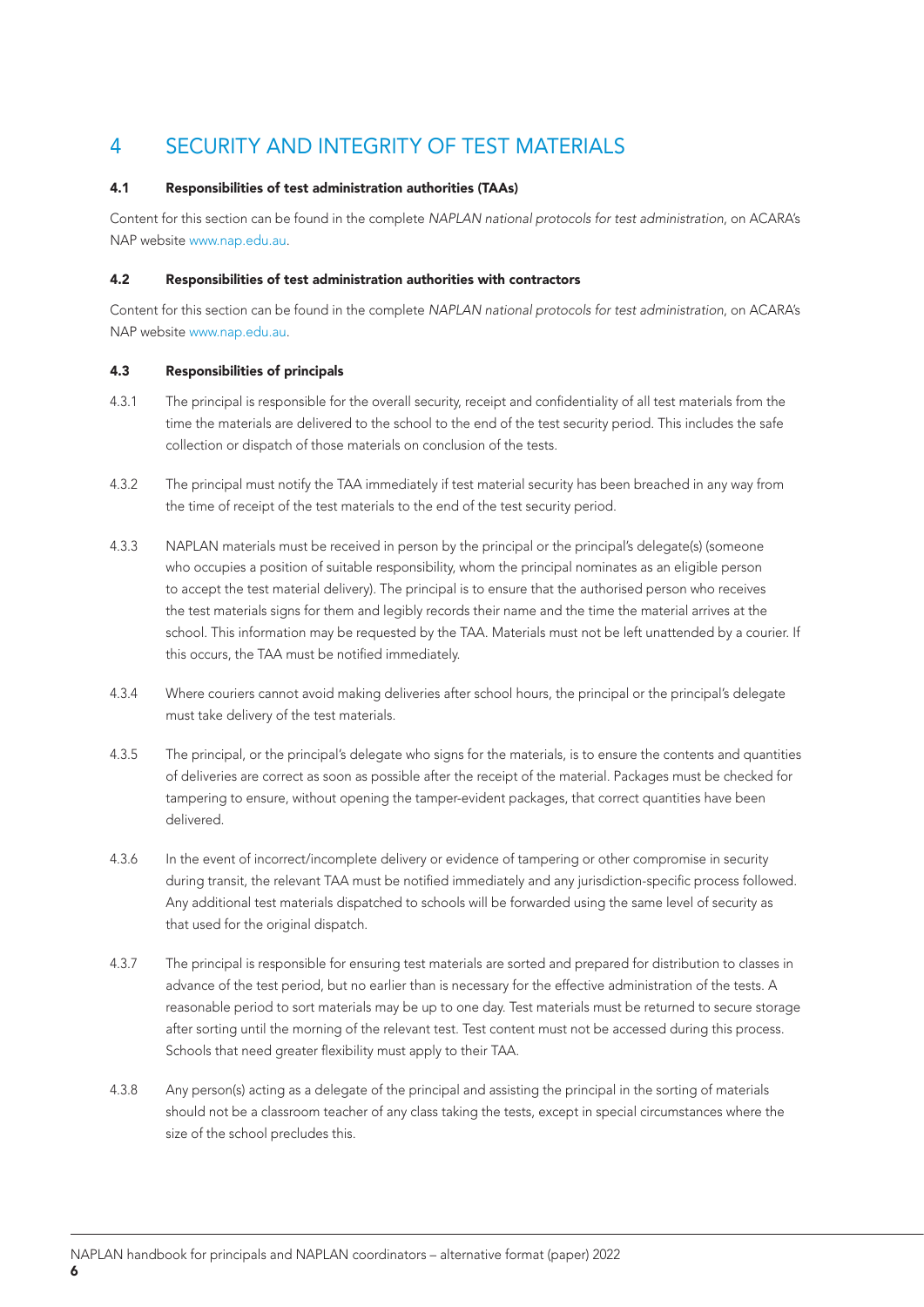# 4 SECURITY AND INTEGRITY OF TEST MATERIALS

### 4.1 Responsibilities of test administration authorities (TAAs)

Content for this section can be found in the complete *NAPLAN national protocols for test administration*, on ACARA's NAP website www.nap.edu.au.

### 4.2 Responsibilities of test administration authorities with contractors

Content for this section can be found in the complete *NAPLAN national protocols for test administration*, on ACARA's NAP website www.nap.edu.au.

### 4.3 Responsibilities of principals

4.3.1 The principal is responsible for the overall security, receipt and confidentiality of all test materials from the time the materials are delivered to the school to the end of the test security period. This includes the safe collection or dispatch of those materials on conclusion of the tests.

4.3.2 The principal must notify the TAA immediately if test material security has been breached in any way from the time of receipt of the test materials to the end of the test security period.

4.3.3 NAPLAN materials must be received in person by the principal or the principal's delegate(s) (someone who occupies a position of suitable responsibility, whom the principal nominates as an eligible person to accept the test material delivery). The principal is to ensure that the authorised person who receives the test materials signs for them and legibly records their name and the time the material arrives at the school. This information may be requested by the TAA. Materials must not be left unattended by a courier. If this occurs, the TAA must be notified immediately.

4.3.4 Where couriers cannot avoid making deliveries after school hours, the principal or the principal's delegate must take delivery of the test materials.

4.3.5 The principal, or the principal's delegate who signs for the materials, is to ensure the contents and quantities of deliveries are correct as soon as possible after the receipt of the material. Packages must be checked for tampering to ensure, without opening the tamper-evident packages, that correct quantities have been delivered.

4.3.6 In the event of incorrect/incomplete delivery or evidence of tampering or other compromise in security during transit, the relevant TAA must be notified immediately and any jurisdiction-specific process followed. Any additional test materials dispatched to schools will be forwarded using the same level of security as that used for the original dispatch.

4.3.7 The principal is responsible for ensuring test materials are sorted and prepared for distribution to classes in advance of the test period, but no earlier than is necessary for the effective administration of the tests. A reasonable period to sort materials may be up to one day. Test materials must be returned to secure storage after sorting until the morning of the relevant test. Test content must not be accessed during this process. Schools that need greater flexibility must apply to their TAA.

4.3.8 Any person(s) acting as a delegate of the principal and assisting the principal in the sorting of materials should not be a classroom teacher of any class taking the tests, except in special circumstances where the size of the school precludes this.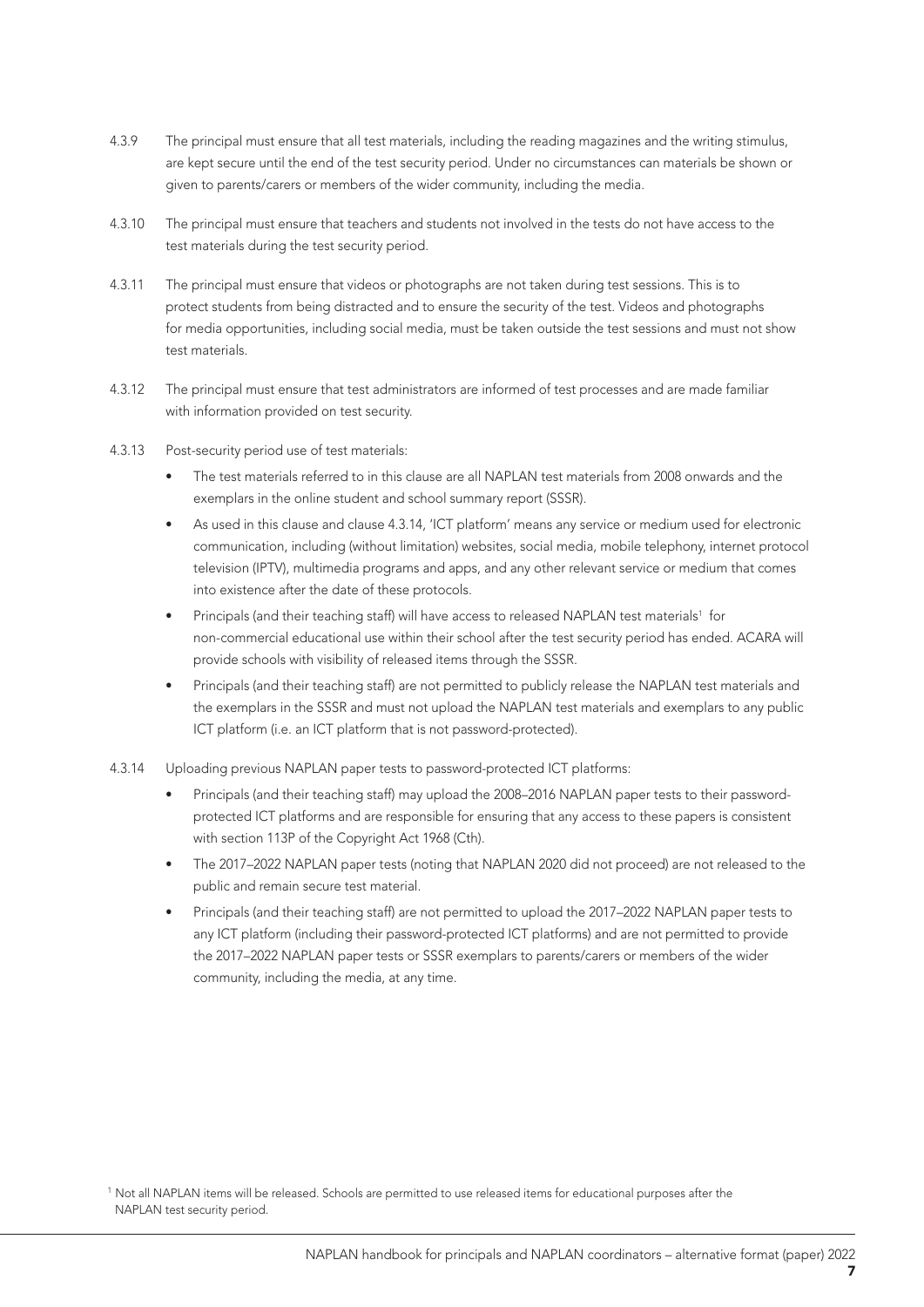4.3.9 The principal must ensure that all test materials, including the reading magazines and the writing stimulus, are kept secure until the end of the test security period. Under no circumstances can materials be shown or given to parents/carers or members of the wider community, including the media.

4.3.10 The principal must ensure that teachers and students not involved in the tests do not have access to the test materials during the test security period.

4.3.11 The principal must ensure that videos or photographs are not taken during test sessions. This is to protect students from being distracted and to ensure the security of the test. Videos and photographs for media opportunities, including social media, must be taken outside the test sessions and must not show test materials.

4.3.12 The principal must ensure that test administrators are informed of test processes and are made familiar with information provided on test security.

4.3.13 Post-security period use of test materials:

- The test materials referred to in this clause are all NAPLAN test materials from 2008 onwards and the exemplars in the online student and school summary report (SSSR).
- As used in this clause and clause 4.3.14, 'ICT platform' means any service or medium used for electronic communication, including (without limitation) websites, social media, mobile telephony, internet protocol television (IPTV), multimedia programs and apps, and any other relevant service or medium that comes into existence after the date of these protocols.
- Principals (and their teaching staff) will have access to released NAPLAN test materials[1] for non-commercial educational use within their school after the test security period has ended. ACARA will provide schools with visibility of released items through the SSSR.
- Principals (and their teaching staff) are not permitted to publicly release the NAPLAN test materials and the exemplars in the SSSR and must not upload the NAPLAN test materials and exemplars to any public ICT platform (i.e. an ICT platform that is not password-protected).

4.3.14 Uploading previous NAPLAN paper tests to password-protected ICT platforms:

- Principals (and their teaching staff) may upload the 2008–2016 NAPLAN paper tests to their password-protected ICT platforms and are responsible for ensuring that any access to these papers is consistent with section 113P of the Copyright Act 1968 (Cth).
- The 2017–2022 NAPLAN paper tests (noting that NAPLAN 2020 did not proceed) are not released to the public and remain secure test material.
- Principals (and their teaching staff) are not permitted to upload the 2017–2022 NAPLAN paper tests to any ICT platform (including their password-protected ICT platforms) and are not permitted to provide the 2017–2022 NAPLAN paper tests or SSSR exemplars to parents/carers or members of the wider community, including the media, at any time.

[1] Not all NAPLAN items will be released. Schools are permitted to use released items for educational purposes after the NAPLAN test security period.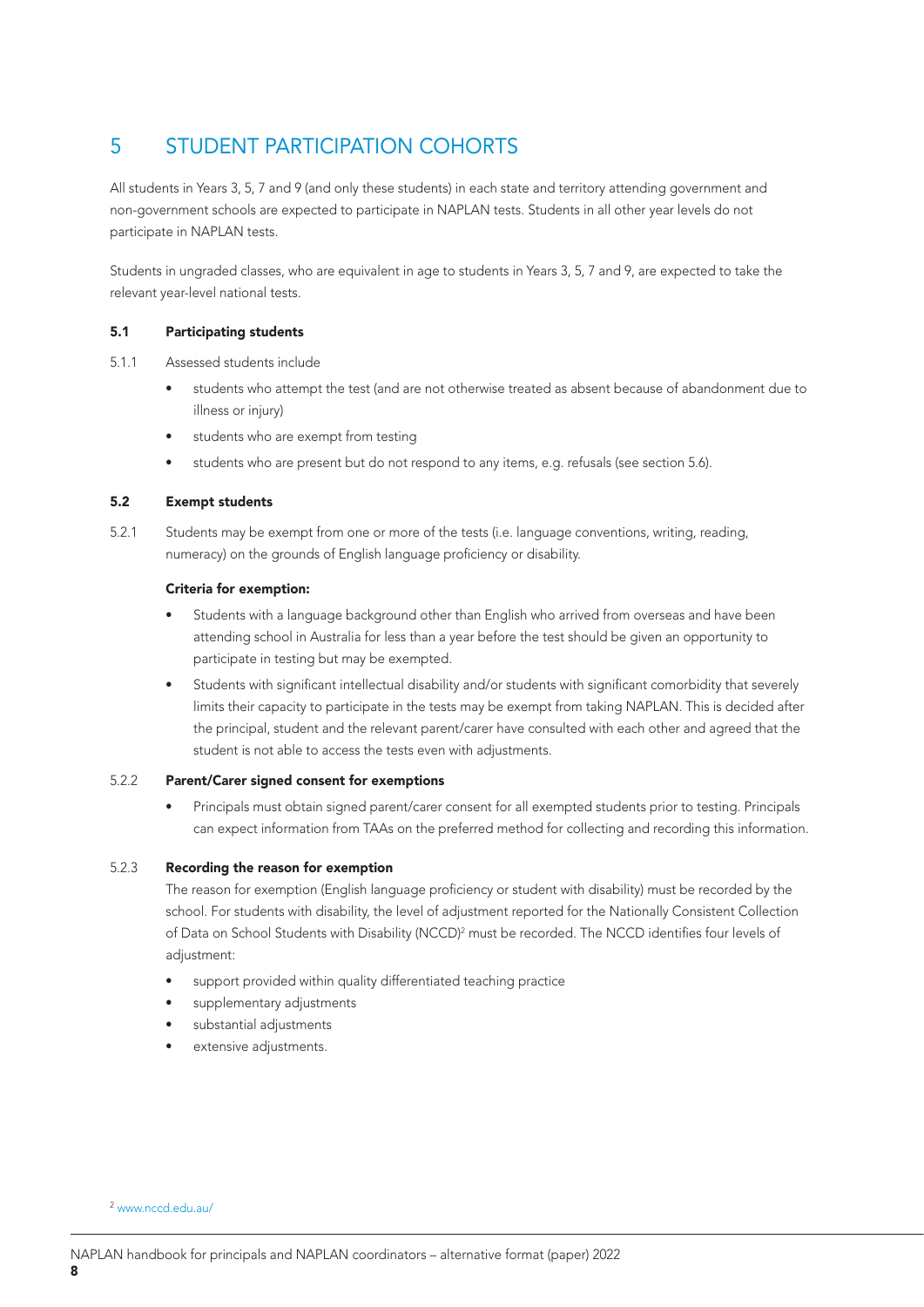# 5 STUDENT PARTICIPATION COHORTS

All students in Years 3, 5, 7 and 9 (and only these students) in each state and territory attending government and non-government schools are expected to participate in NAPLAN tests. Students in all other year levels do not participate in NAPLAN tests.

Students in ungraded classes, who are equivalent in age to students in Years 3, 5, 7 and 9, are expected to take the relevant year-level national tests.

## 5.1 Participating students

5.1.1 Assessed students include

- students who attempt the test (and are not otherwise treated as absent because of abandonment due to illness or injury)
- students who are exempt from testing
- students who are present but do not respond to any items, e.g. refusals (see section 5.6).

## 5.2 Exempt students

5.2.1 Students may be exempt from one or more of the tests (i.e. language conventions, writing, reading, numeracy) on the grounds of English language proficiency or disability.

**Criteria for exemption:**

- Students with a language background other than English who arrived from overseas and have been attending school in Australia for less than a year before the test should be given an opportunity to participate in testing but may be exempted.
- Students with significant intellectual disability and/or students with significant comorbidity that severely limits their capacity to participate in the tests may be exempt from taking NAPLAN. This is decided after the principal, student and the relevant parent/carer have consulted with each other and agreed that the student is not able to access the tests even with adjustments.

5.2.2 **Parent/Carer signed consent for exemptions**

- Principals must obtain signed parent/carer consent for all exempted students prior to testing. Principals can expect information from TAAs on the preferred method for collecting and recording this information.

5.2.3 **Recording the reason for exemption**

The reason for exemption (English language proficiency or student with disability) must be recorded by the school. For students with disability, the level of adjustment reported for the Nationally Consistent Collection of Data on School Students with Disability (NCCD)[2] must be recorded. The NCCD identifies four levels of adjustment:

- support provided within quality differentiated teaching practice
- supplementary adjustments
- substantial adjustments
- extensive adjustments.

[2] www.nccd.edu.au/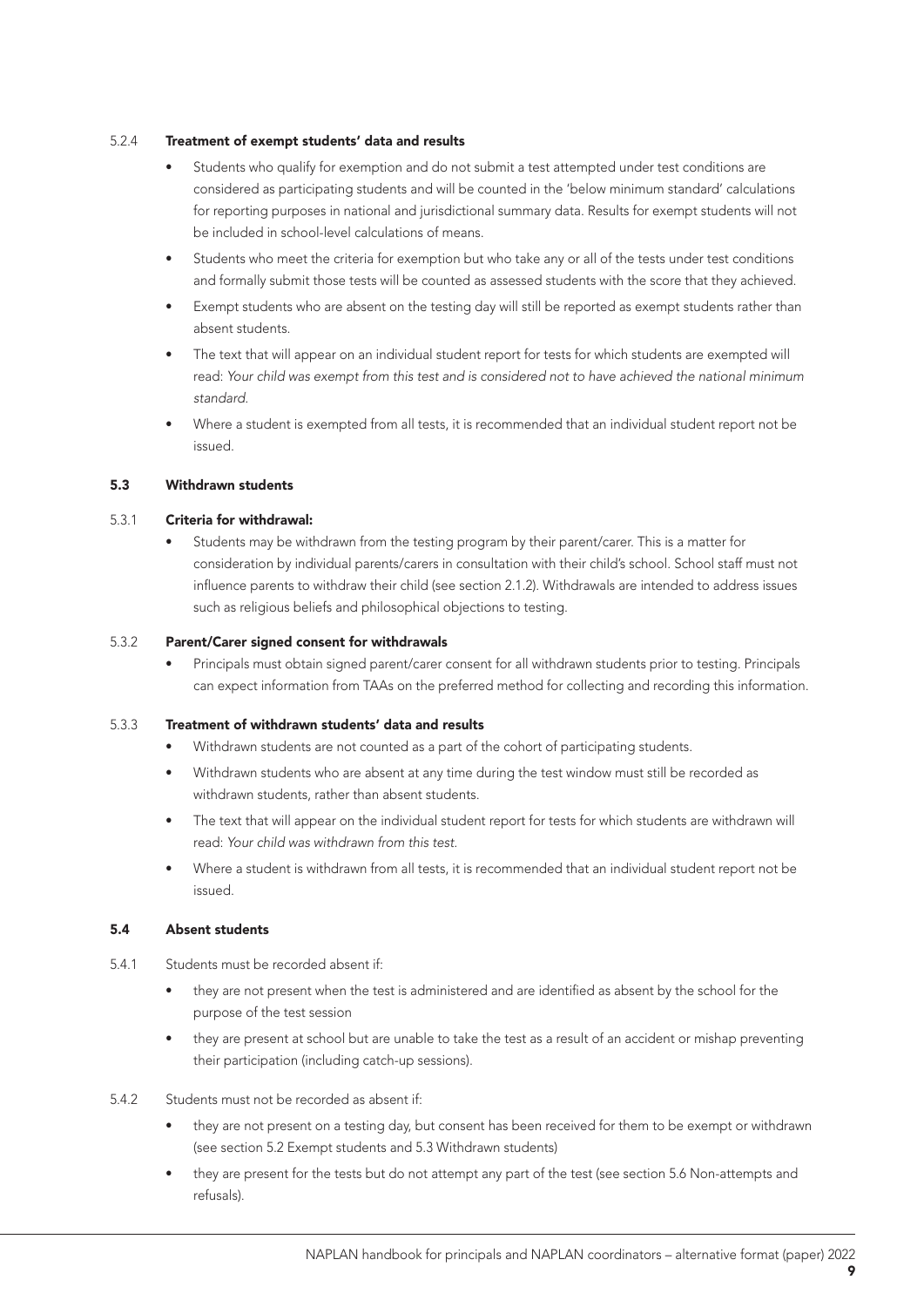#### 5.2.4 Treatment of exempt students' data and results

- Students who qualify for exemption and do not submit a test attempted under test conditions are considered as participating students and will be counted in the 'below minimum standard' calculations for reporting purposes in national and jurisdictional summary data. Results for exempt students will not be included in school-level calculations of means.
- Students who meet the criteria for exemption but who take any or all of the tests under test conditions and formally submit those tests will be counted as assessed students with the score that they achieved.
- Exempt students who are absent on the testing day will still be reported as exempt students rather than absent students.
- The text that will appear on an individual student report for tests for which students are exempted will read: *Your child was exempt from this test and is considered not to have achieved the national minimum standard.*
- Where a student is exempted from all tests, it is recommended that an individual student report not be issued.

### 5.3 Withdrawn students

#### 5.3.1 Criteria for withdrawal:

- Students may be withdrawn from the testing program by their parent/carer. This is a matter for consideration by individual parents/carers in consultation with their child's school. School staff must not influence parents to withdraw their child (see section 2.1.2). Withdrawals are intended to address issues such as religious beliefs and philosophical objections to testing.

#### 5.3.2 Parent/Carer signed consent for withdrawals

- Principals must obtain signed parent/carer consent for all withdrawn students prior to testing. Principals can expect information from TAAs on the preferred method for collecting and recording this information.

#### 5.3.3 Treatment of withdrawn students' data and results

- Withdrawn students are not counted as a part of the cohort of participating students.
- Withdrawn students who are absent at any time during the test window must still be recorded as withdrawn students, rather than absent students.
- The text that will appear on the individual student report for tests for which students are withdrawn will read: *Your child was withdrawn from this test.*
- Where a student is withdrawn from all tests, it is recommended that an individual student report not be issued.

### 5.4 Absent students

5.4.1 Students must be recorded absent if:

- they are not present when the test is administered and are identified as absent by the school for the purpose of the test session
- they are present at school but are unable to take the test as a result of an accident or mishap preventing their participation (including catch-up sessions).

5.4.2 Students must not be recorded as absent if:

- they are not present on a testing day, but consent has been received for them to be exempt or withdrawn (see section 5.2 Exempt students and 5.3 Withdrawn students)
- they are present for the tests but do not attempt any part of the test (see section 5.6 Non-attempts and refusals).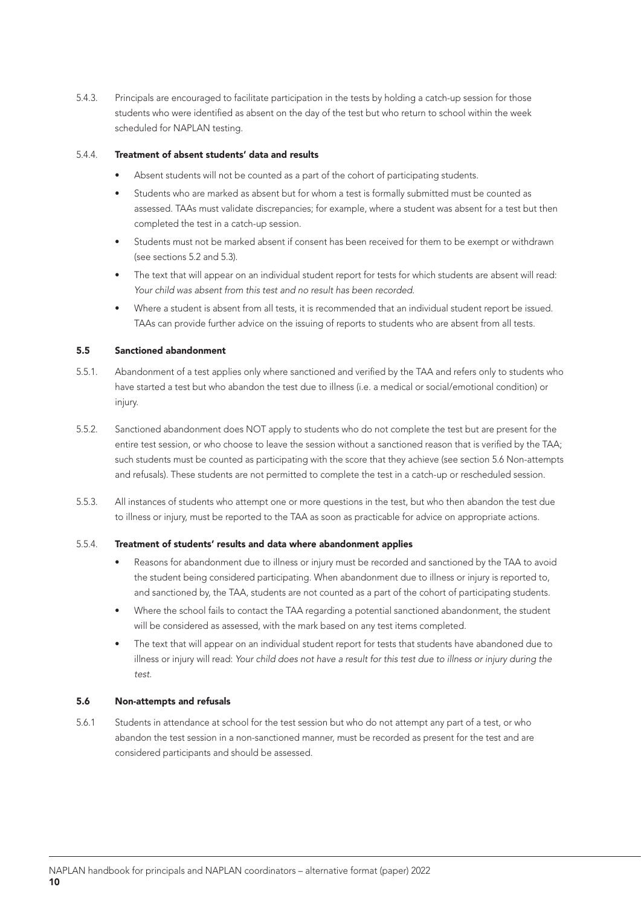5.4.3. Principals are encouraged to facilitate participation in the tests by holding a catch-up session for those students who were identified as absent on the day of the test but who return to school within the week scheduled for NAPLAN testing.

#### 5.4.4. Treatment of absent students' data and results

- Absent students will not be counted as a part of the cohort of participating students.
- Students who are marked as absent but for whom a test is formally submitted must be counted as assessed. TAAs must validate discrepancies; for example, where a student was absent for a test but then completed the test in a catch-up session.
- Students must not be marked absent if consent has been received for them to be exempt or withdrawn (see sections 5.2 and 5.3).
- The text that will appear on an individual student report for tests for which students are absent will read: *Your child was absent from this test and no result has been recorded.*
- Where a student is absent from all tests, it is recommended that an individual student report be issued. TAAs can provide further advice on the issuing of reports to students who are absent from all tests.

### 5.5 Sanctioned abandonment

5.5.1. Abandonment of a test applies only where sanctioned and verified by the TAA and refers only to students who have started a test but who abandon the test due to illness (i.e. a medical or social/emotional condition) or injury.

5.5.2. Sanctioned abandonment does NOT apply to students who do not complete the test but are present for the entire test session, or who choose to leave the session without a sanctioned reason that is verified by the TAA; such students must be counted as participating with the score that they achieve (see section 5.6 Non-attempts and refusals). These students are not permitted to complete the test in a catch-up or rescheduled session.

5.5.3. All instances of students who attempt one or more questions in the test, but who then abandon the test due to illness or injury, must be reported to the TAA as soon as practicable for advice on appropriate actions.

#### 5.5.4. Treatment of students' results and data where abandonment applies

- Reasons for abandonment due to illness or injury must be recorded and sanctioned by the TAA to avoid the student being considered participating. When abandonment due to illness or injury is reported to, and sanctioned by, the TAA, students are not counted as a part of the cohort of participating students.
- Where the school fails to contact the TAA regarding a potential sanctioned abandonment, the student will be considered as assessed, with the mark based on any test items completed.
- The text that will appear on an individual student report for tests that students have abandoned due to illness or injury will read: *Your child does not have a result for this test due to illness or injury during the test.*

### 5.6 Non-attempts and refusals

5.6.1 Students in attendance at school for the test session but who do not attempt any part of a test, or who abandon the test session in a non-sanctioned manner, must be recorded as present for the test and are considered participants and should be assessed.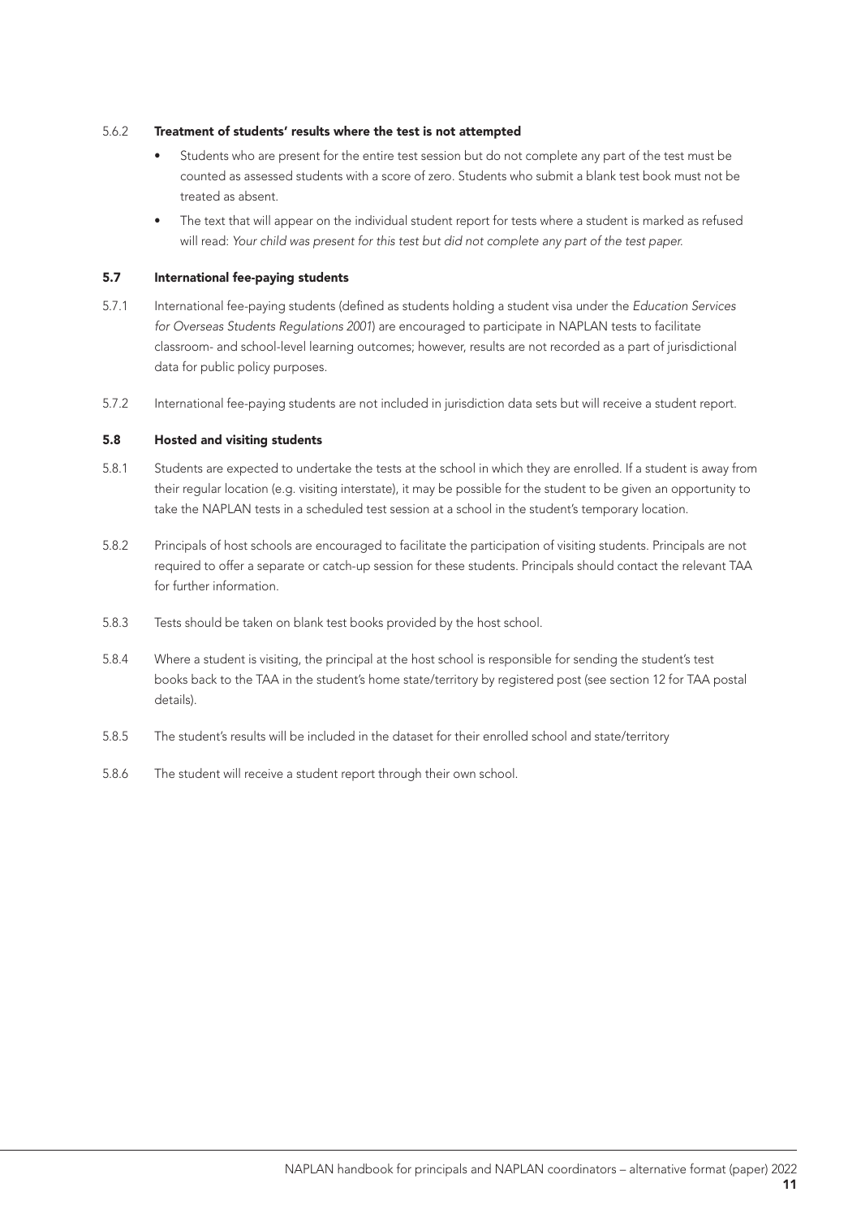#### 5.6.2 Treatment of students' results where the test is not attempted

- Students who are present for the entire test session but do not complete any part of the test must be counted as assessed students with a score of zero. Students who submit a blank test book must not be treated as absent.
- The text that will appear on the individual student report for tests where a student is marked as refused will read: *Your child was present for this test but did not complete any part of the test paper.*

### 5.7 International fee-paying students

5.7.1 International fee-paying students (defined as students holding a student visa under the *Education Services for Overseas Students Regulations 2001*) are encouraged to participate in NAPLAN tests to facilitate classroom- and school-level learning outcomes; however, results are not recorded as a part of jurisdictional data for public policy purposes.

5.7.2 International fee-paying students are not included in jurisdiction data sets but will receive a student report.

### 5.8 Hosted and visiting students

5.8.1 Students are expected to undertake the tests at the school in which they are enrolled. If a student is away from their regular location (e.g. visiting interstate), it may be possible for the student to be given an opportunity to take the NAPLAN tests in a scheduled test session at a school in the student's temporary location.

5.8.2 Principals of host schools are encouraged to facilitate the participation of visiting students. Principals are not required to offer a separate or catch-up session for these students. Principals should contact the relevant TAA for further information.

5.8.3 Tests should be taken on blank test books provided by the host school.

5.8.4 Where a student is visiting, the principal at the host school is responsible for sending the student's test books back to the TAA in the student's home state/territory by registered post (see section 12 for TAA postal details).

5.8.5 The student's results will be included in the dataset for their enrolled school and state/territory

5.8.6 The student will receive a student report through their own school.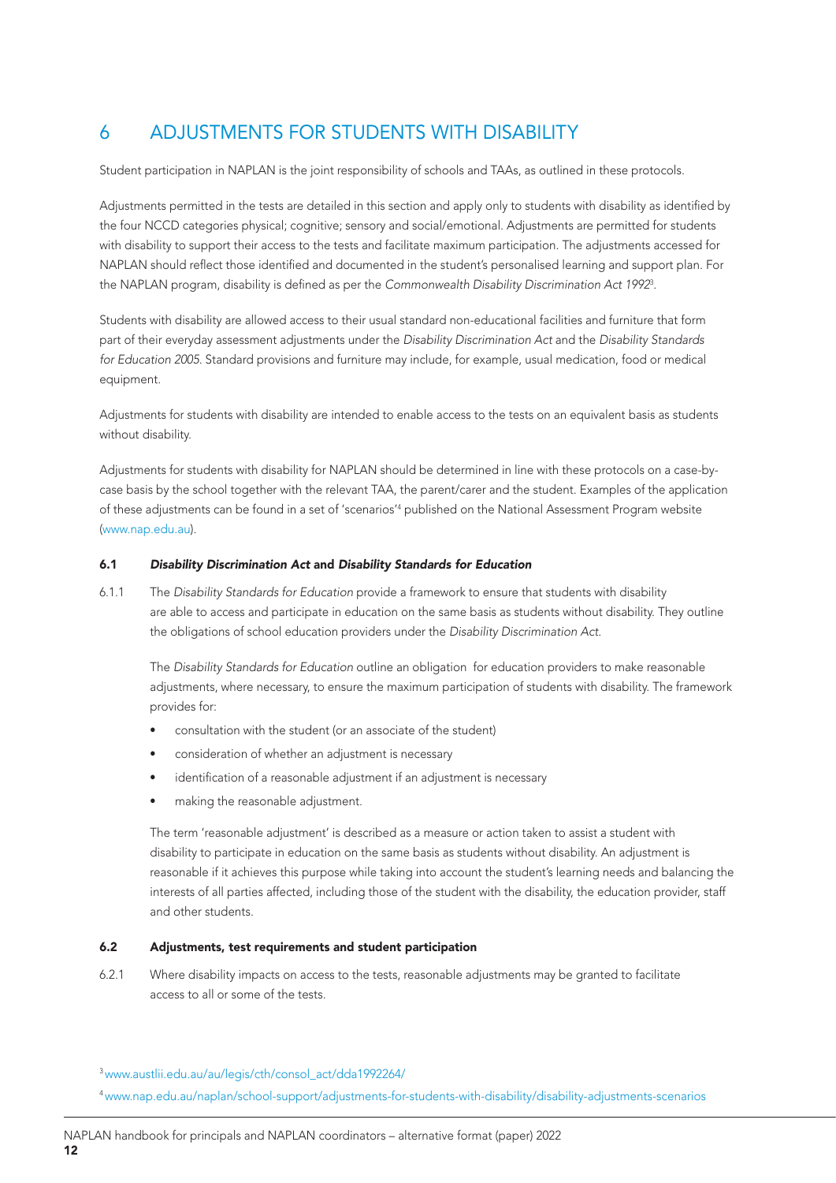# 6 ADJUSTMENTS FOR STUDENTS WITH DISABILITY

Student participation in NAPLAN is the joint responsibility of schools and TAAs, as outlined in these protocols.

Adjustments permitted in the tests are detailed in this section and apply only to students with disability as identified by the four NCCD categories physical; cognitive; sensory and social/emotional. Adjustments are permitted for students with disability to support their access to the tests and facilitate maximum participation. The adjustments accessed for NAPLAN should reflect those identified and documented in the student's personalised learning and support plan. For the NAPLAN program, disability is defined as per the *Commonwealth Disability Discrimination Act 1992*[3].

Students with disability are allowed access to their usual standard non-educational facilities and furniture that form part of their everyday assessment adjustments under the *Disability Discrimination Act* and the *Disability Standards for Education 2005*. Standard provisions and furniture may include, for example, usual medication, food or medical equipment.

Adjustments for students with disability are intended to enable access to the tests on an equivalent basis as students without disability.

Adjustments for students with disability for NAPLAN should be determined in line with these protocols on a case-by-case basis by the school together with the relevant TAA, the parent/carer and the student. Examples of the application of these adjustments can be found in a set of 'scenarios'[4] published on the National Assessment Program website (www.nap.edu.au).

### 6.1 *Disability Discrimination Act* and *Disability Standards for Education*

6.1.1 The *Disability Standards for Education* provide a framework to ensure that students with disability are able to access and participate in education on the same basis as students without disability. They outline the obligations of school education providers under the *Disability Discrimination Act*.

The *Disability Standards for Education* outline an obligation for education providers to make reasonable adjustments, where necessary, to ensure the maximum participation of students with disability. The framework provides for:

- consultation with the student (or an associate of the student)
- consideration of whether an adjustment is necessary
- identification of a reasonable adjustment if an adjustment is necessary
- making the reasonable adjustment.

The term 'reasonable adjustment' is described as a measure or action taken to assist a student with disability to participate in education on the same basis as students without disability. An adjustment is reasonable if it achieves this purpose while taking into account the student's learning needs and balancing the interests of all parties affected, including those of the student with the disability, the education provider, staff and other students.

### 6.2 Adjustments, test requirements and student participation

6.2.1 Where disability impacts on access to the tests, reasonable adjustments may be granted to facilitate access to all or some of the tests.

[3] www.austlii.edu.au/au/legis/cth/consol_act/dda1992264/

[4] www.nap.edu.au/naplan/school-support/adjustments-for-students-with-disability/disability-adjustments-scenarios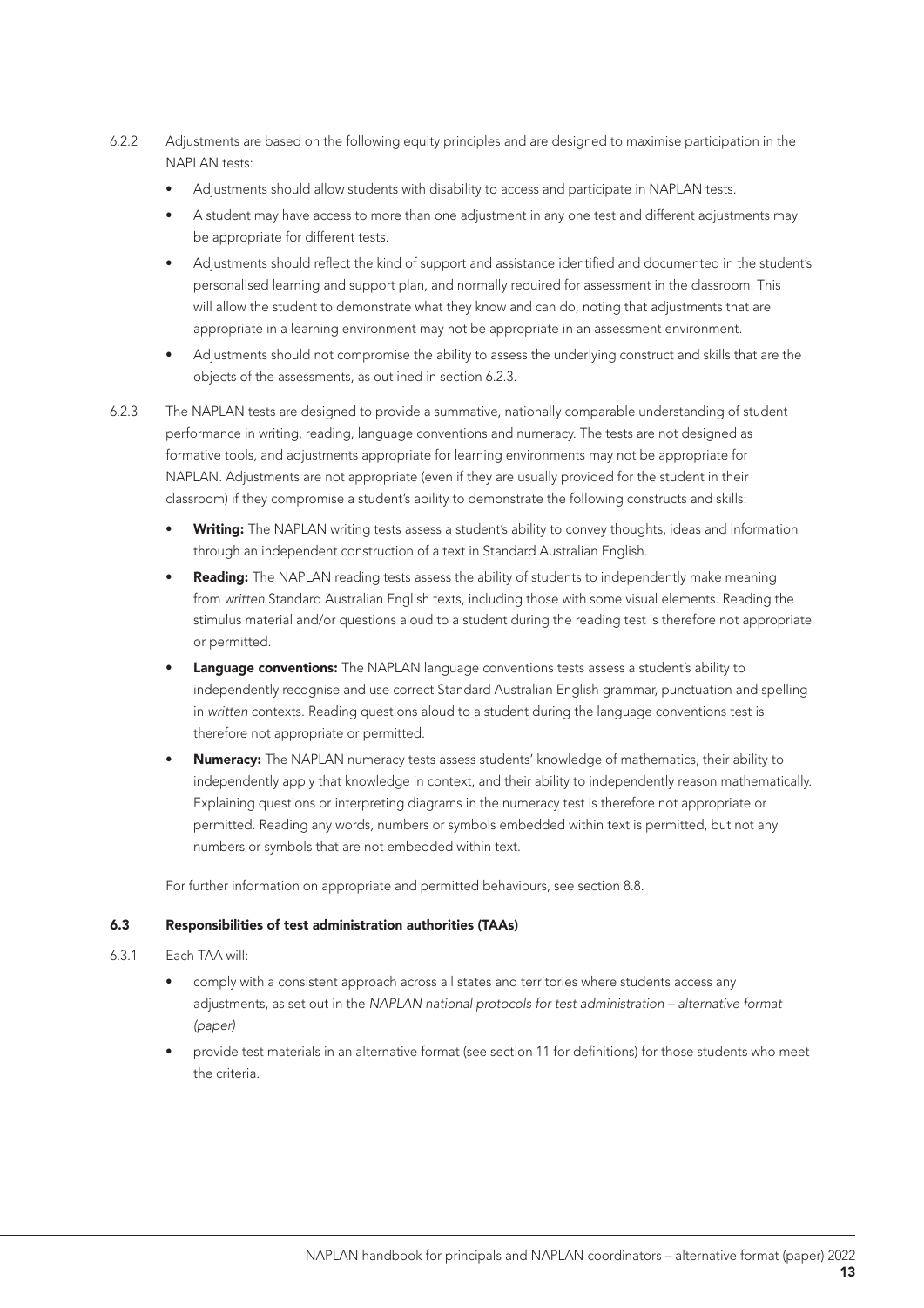6.2.2 Adjustments are based on the following equity principles and are designed to maximise participation in the NAPLAN tests:

- Adjustments should allow students with disability to access and participate in NAPLAN tests.
- A student may have access to more than one adjustment in any one test and different adjustments may be appropriate for different tests.
- Adjustments should reflect the kind of support and assistance identified and documented in the student's personalised learning and support plan, and normally required for assessment in the classroom. This will allow the student to demonstrate what they know and can do, noting that adjustments that are appropriate in a learning environment may not be appropriate in an assessment environment.
- Adjustments should not compromise the ability to assess the underlying construct and skills that are the objects of the assessments, as outlined in section 6.2.3.

6.2.3 The NAPLAN tests are designed to provide a summative, nationally comparable understanding of student performance in writing, reading, language conventions and numeracy. The tests are not designed as formative tools, and adjustments appropriate for learning environments may not be appropriate for NAPLAN. Adjustments are not appropriate (even if they are usually provided for the student in their classroom) if they compromise a student's ability to demonstrate the following constructs and skills:

- **Writing:** The NAPLAN writing tests assess a student's ability to convey thoughts, ideas and information through an independent construction of a text in Standard Australian English.
- **Reading:** The NAPLAN reading tests assess the ability of students to independently make meaning from *written* Standard Australian English texts, including those with some visual elements. Reading the stimulus material and/or questions aloud to a student during the reading test is therefore not appropriate or permitted.
- **Language conventions:** The NAPLAN language conventions tests assess a student's ability to independently recognise and use correct Standard Australian English grammar, punctuation and spelling in *written* contexts. Reading questions aloud to a student during the language conventions test is therefore not appropriate or permitted.
- **Numeracy:** The NAPLAN numeracy tests assess students' knowledge of mathematics, their ability to independently apply that knowledge in context, and their ability to independently reason mathematically. Explaining questions or interpreting diagrams in the numeracy test is therefore not appropriate or permitted. Reading any words, numbers or symbols embedded within text is permitted, but not any numbers or symbols that are not embedded within text.

For further information on appropriate and permitted behaviours, see section 8.8.

### 6.3 Responsibilities of test administration authorities (TAAs)

6.3.1 Each TAA will:

- comply with a consistent approach across all states and territories where students access any adjustments, as set out in the *NAPLAN national protocols for test administration – alternative format (paper)*
- provide test materials in an alternative format (see section 11 for definitions) for those students who meet the criteria.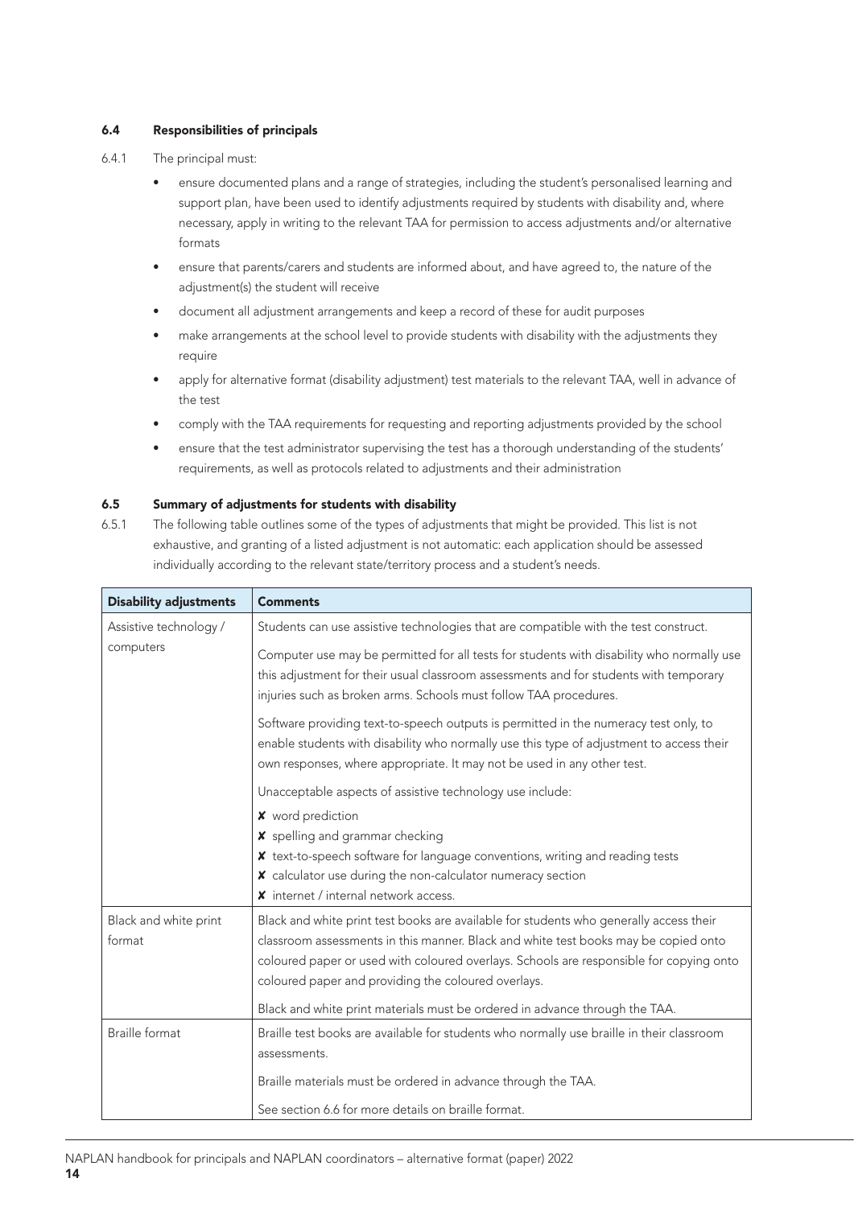### 6.4 Responsibilities of principals

6.4.1 The principal must:

- ensure documented plans and a range of strategies, including the student's personalised learning and support plan, have been used to identify adjustments required by students with disability and, where necessary, apply in writing to the relevant TAA for permission to access adjustments and/or alternative formats
- ensure that parents/carers and students are informed about, and have agreed to, the nature of the adjustment(s) the student will receive
- document all adjustment arrangements and keep a record of these for audit purposes
- make arrangements at the school level to provide students with disability with the adjustments they require
- apply for alternative format (disability adjustment) test materials to the relevant TAA, well in advance of the test
- comply with the TAA requirements for requesting and reporting adjustments provided by the school
- ensure that the test administrator supervising the test has a thorough understanding of the students' requirements, as well as protocols related to adjustments and their administration

### 6.5 Summary of adjustments for students with disability

6.5.1 The following table outlines some of the types of adjustments that might be provided. This list is not exhaustive, and granting of a listed adjustment is not automatic: each application should be assessed individually according to the relevant state/territory process and a student's needs.

| Disability adjustments | Comments |
|---|---|
| Assistive technology / computers | Students can use assistive technologies that are compatible with the test construct.<br><br>Computer use may be permitted for all tests for students with disability who normally use this adjustment for their usual classroom assessments and for students with temporary injuries such as broken arms. Schools must follow TAA procedures.<br><br>Software providing text-to-speech outputs is permitted in the numeracy test only, to enable students with disability who normally use this type of adjustment to access their own responses, where appropriate. It may not be used in any other test.<br><br>Unacceptable aspects of assistive technology use include:<br>✘ word prediction<br>✘ spelling and grammar checking<br>✘ text-to-speech software for language conventions, writing and reading tests<br>✘ calculator use during the non-calculator numeracy section<br>✘ internet / internal network access. |
| Black and white print format | Black and white print test books are available for students who generally access their classroom assessments in this manner. Black and white test books may be copied onto coloured paper or used with coloured overlays. Schools are responsible for copying onto coloured paper and providing the coloured overlays.<br><br>Black and white print materials must be ordered in advance through the TAA. |
| Braille format | Braille test books are available for students who normally use braille in their classroom assessments.<br><br>Braille materials must be ordered in advance through the TAA.<br><br>See section 6.6 for more details on braille format. |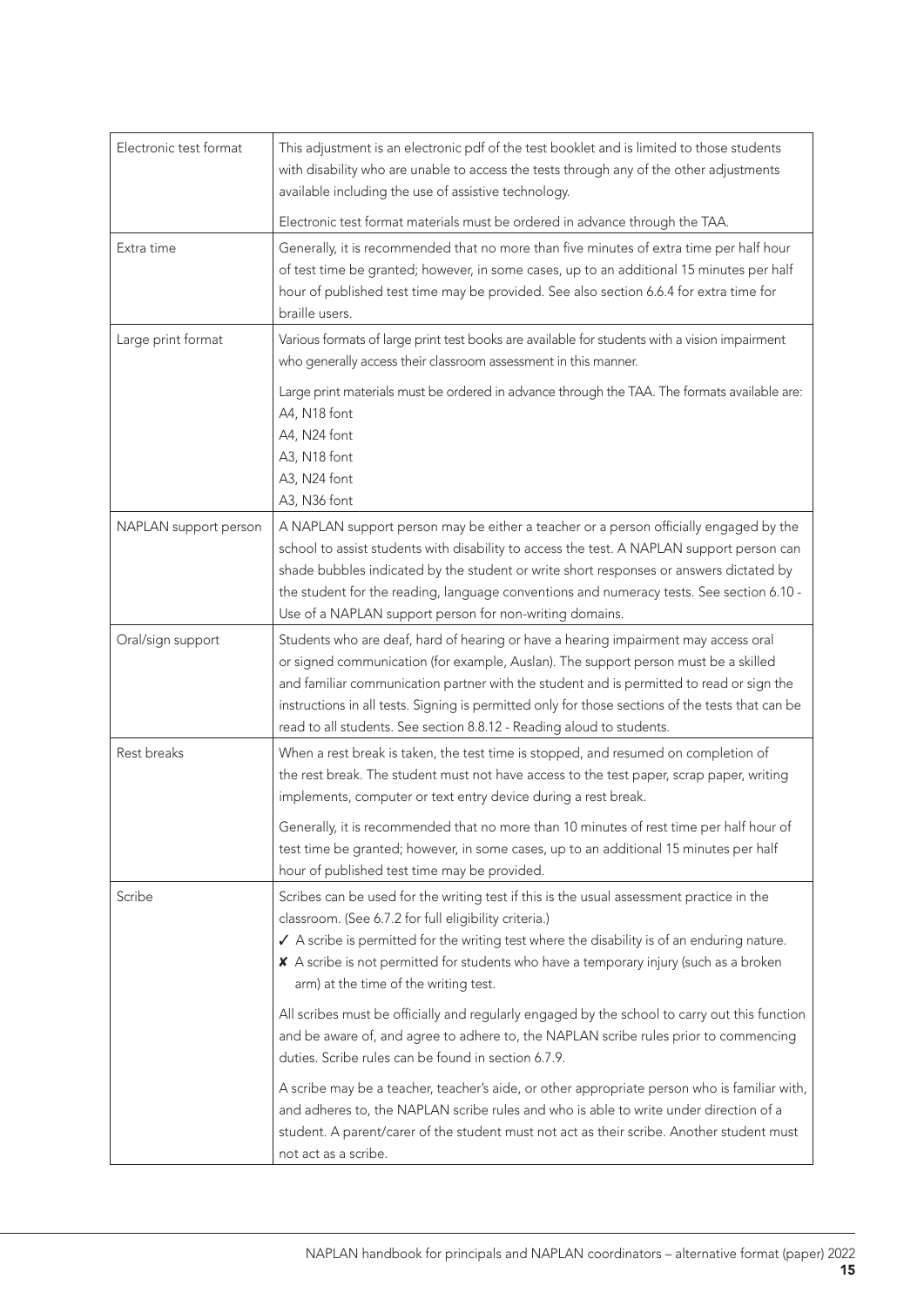| | |
|---|---|
| Electronic test format | This adjustment is an electronic pdf of the test booklet and is limited to those students with disability who are unable to access the tests through any of the other adjustments available including the use of assistive technology.<br><br>Electronic test format materials must be ordered in advance through the TAA. |
| Extra time | Generally, it is recommended that no more than five minutes of extra time per half hour of test time be granted; however, in some cases, up to an additional 15 minutes per half hour of published test time may be provided. See also section 6.6.4 for extra time for braille users. |
| Large print format | Various formats of large print test books are available for students with a vision impairment who generally access their classroom assessment in this manner.<br><br>Large print materials must be ordered in advance through the TAA. The formats available are:<br>A4, N18 font<br>A4, N24 font<br>A3, N18 font<br>A3, N24 font<br>A3, N36 font |
| NAPLAN support person | A NAPLAN support person may be either a teacher or a person officially engaged by the school to assist students with disability to access the test. A NAPLAN support person can shade bubbles indicated by the student or write short responses or answers dictated by the student for the reading, language conventions and numeracy tests. See section 6.10 - Use of a NAPLAN support person for non-writing domains. |
| Oral/sign support | Students who are deaf, hard of hearing or have a hearing impairment may access oral or signed communication (for example, Auslan). The support person must be a skilled and familiar communication partner with the student and is permitted to read or sign the instructions in all tests. Signing is permitted only for those sections of the tests that can be read to all students. See section 8.8.12 - Reading aloud to students. |
| Rest breaks | When a rest break is taken, the test time is stopped, and resumed on completion of the rest break. The student must not have access to the test paper, scrap paper, writing implements, computer or text entry device during a rest break.<br><br>Generally, it is recommended that no more than 10 minutes of rest time per half hour of test time be granted; however, in some cases, up to an additional 15 minutes per half hour of published test time may be provided. |
| Scribe | Scribes can be used for the writing test if this is the usual assessment practice in the classroom. (See 6.7.2 for full eligibility criteria.)<br>✓ A scribe is permitted for the writing test where the disability is of an enduring nature.<br>✘ A scribe is not permitted for students who have a temporary injury (such as a broken arm) at the time of the writing test.<br><br>All scribes must be officially and regularly engaged by the school to carry out this function and be aware of, and agree to adhere to, the NAPLAN scribe rules prior to commencing duties. Scribe rules can be found in section 6.7.9.<br><br>A scribe may be a teacher, teacher's aide, or other appropriate person who is familiar with, and adheres to, the NAPLAN scribe rules and who is able to write under direction of a student. A parent/carer of the student must not act as their scribe. Another student must not act as a scribe. |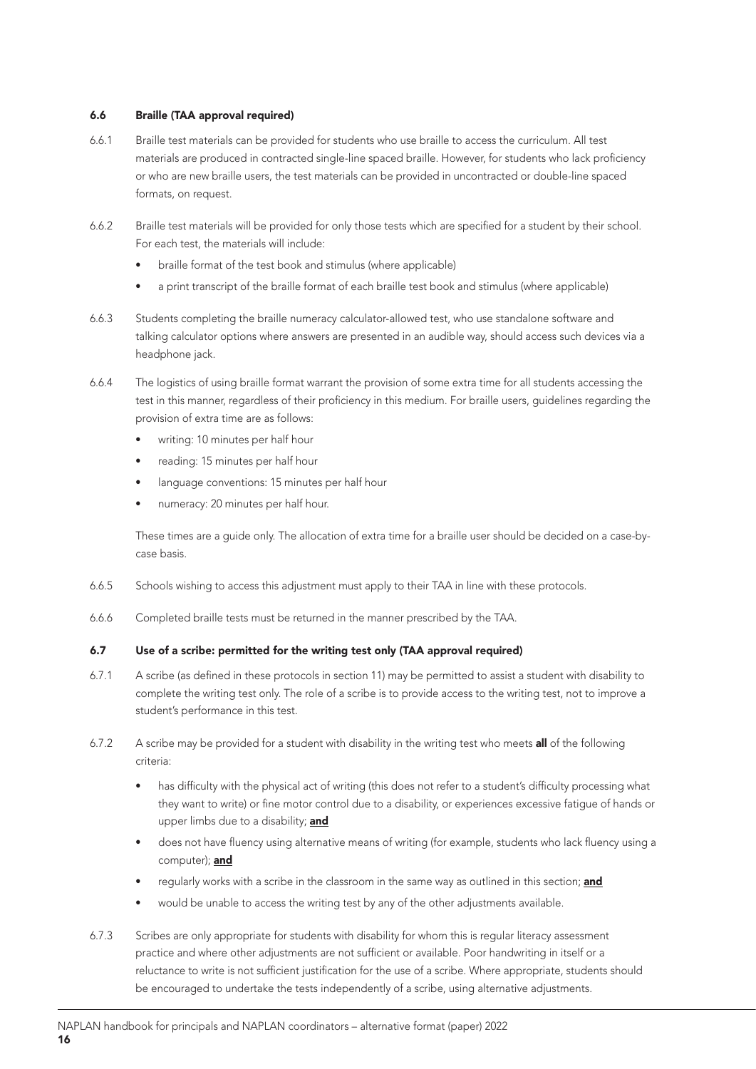### 6.6 Braille (TAA approval required)

6.6.1 Braille test materials can be provided for students who use braille to access the curriculum. All test materials are produced in contracted single-line spaced braille. However, for students who lack proficiency or who are new braille users, the test materials can be provided in uncontracted or double-line spaced formats, on request.

6.6.2 Braille test materials will be provided for only those tests which are specified for a student by their school. For each test, the materials will include:

- braille format of the test book and stimulus (where applicable)
- a print transcript of the braille format of each braille test book and stimulus (where applicable)

6.6.3 Students completing the braille numeracy calculator-allowed test, who use standalone software and talking calculator options where answers are presented in an audible way, should access such devices via a headphone jack.

6.6.4 The logistics of using braille format warrant the provision of some extra time for all students accessing the test in this manner, regardless of their proficiency in this medium. For braille users, guidelines regarding the provision of extra time are as follows:

- writing: 10 minutes per half hour
- reading: 15 minutes per half hour
- language conventions: 15 minutes per half hour
- numeracy: 20 minutes per half hour.

These times are a guide only. The allocation of extra time for a braille user should be decided on a case-by-case basis.

6.6.5 Schools wishing to access this adjustment must apply to their TAA in line with these protocols.

6.6.6 Completed braille tests must be returned in the manner prescribed by the TAA.

### 6.7 Use of a scribe: permitted for the writing test only (TAA approval required)

6.7.1 A scribe (as defined in these protocols in section 11) may be permitted to assist a student with disability to complete the writing test only. The role of a scribe is to provide access to the writing test, not to improve a student's performance in this test.

6.7.2 A scribe may be provided for a student with disability in the writing test who meets **all** of the following criteria:

- has difficulty with the physical act of writing (this does not refer to a student's difficulty processing what they want to write) or fine motor control due to a disability, or experiences excessive fatigue of hands or upper limbs due to a disability; **and**
- does not have fluency using alternative means of writing (for example, students who lack fluency using a computer); **and**
- regularly works with a scribe in the classroom in the same way as outlined in this section; **and**
- would be unable to access the writing test by any of the other adjustments available.

6.7.3 Scribes are only appropriate for students with disability for whom this is regular literacy assessment practice and where other adjustments are not sufficient or available. Poor handwriting in itself or a reluctance to write is not sufficient justification for the use of a scribe. Where appropriate, students should be encouraged to undertake the tests independently of a scribe, using alternative adjustments.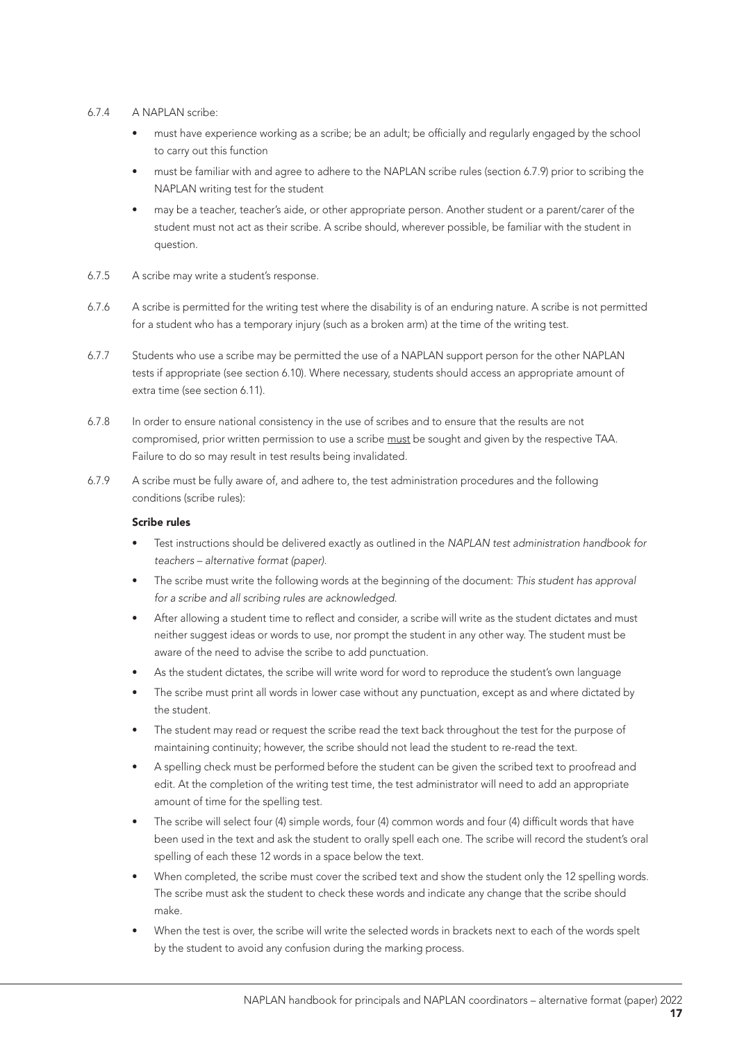6.7.4 A NAPLAN scribe:

- must have experience working as a scribe; be an adult; be officially and regularly engaged by the school to carry out this function
- must be familiar with and agree to adhere to the NAPLAN scribe rules (section 6.7.9) prior to scribing the NAPLAN writing test for the student
- may be a teacher, teacher's aide, or other appropriate person. Another student or a parent/carer of the student must not act as their scribe. A scribe should, wherever possible, be familiar with the student in question.

6.7.5 A scribe may write a student's response.

6.7.6 A scribe is permitted for the writing test where the disability is of an enduring nature. A scribe is not permitted for a student who has a temporary injury (such as a broken arm) at the time of the writing test.

6.7.7 Students who use a scribe may be permitted the use of a NAPLAN support person for the other NAPLAN tests if appropriate (see section 6.10). Where necessary, students should access an appropriate amount of extra time (see section 6.11).

6.7.8 In order to ensure national consistency in the use of scribes and to ensure that the results are not compromised, prior written permission to use a scribe <u>must</u> be sought and given by the respective TAA. Failure to do so may result in test results being invalidated.

6.7.9 A scribe must be fully aware of, and adhere to, the test administration procedures and the following conditions (scribe rules):

**Scribe rules**

- Test instructions should be delivered exactly as outlined in the *NAPLAN test administration handbook for teachers – alternative format (paper)*.
- The scribe must write the following words at the beginning of the document: *This student has approval for a scribe and all scribing rules are acknowledged.*
- After allowing a student time to reflect and consider, a scribe will write as the student dictates and must neither suggest ideas or words to use, nor prompt the student in any other way. The student must be aware of the need to advise the scribe to add punctuation.
- As the student dictates, the scribe will write word for word to reproduce the student's own language
- The scribe must print all words in lower case without any punctuation, except as and where dictated by the student.
- The student may read or request the scribe read the text back throughout the test for the purpose of maintaining continuity; however, the scribe should not lead the student to re-read the text.
- A spelling check must be performed before the student can be given the scribed text to proofread and edit. At the completion of the writing test time, the test administrator will need to add an appropriate amount of time for the spelling test.
- The scribe will select four (4) simple words, four (4) common words and four (4) difficult words that have been used in the text and ask the student to orally spell each one. The scribe will record the student's oral spelling of each these 12 words in a space below the text.
- When completed, the scribe must cover the scribed text and show the student only the 12 spelling words. The scribe must ask the student to check these words and indicate any change that the scribe should make.
- When the test is over, the scribe will write the selected words in brackets next to each of the words spelt by the student to avoid any confusion during the marking process.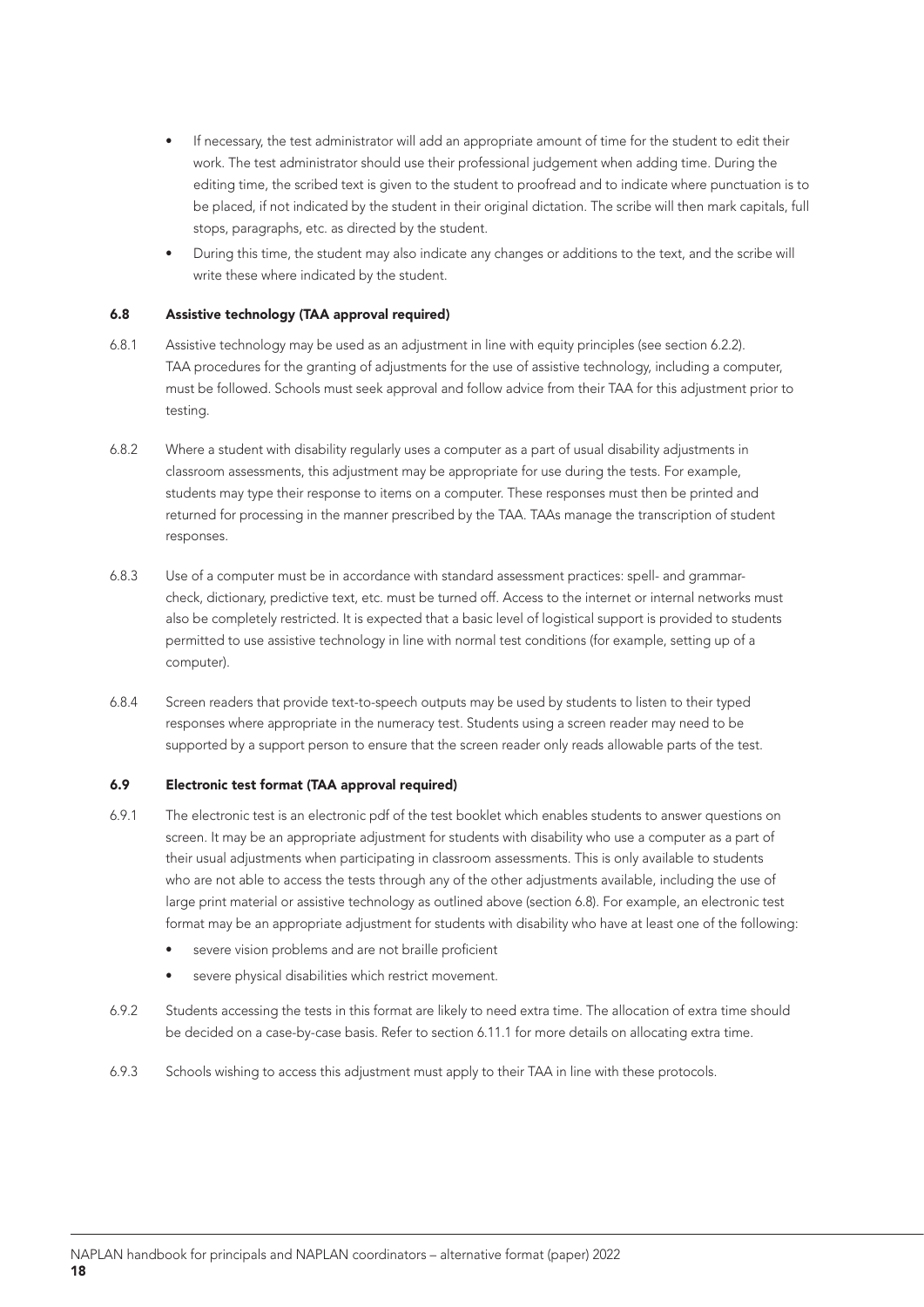- If necessary, the test administrator will add an appropriate amount of time for the student to edit their work. The test administrator should use their professional judgement when adding time. During the editing time, the scribed text is given to the student to proofread and to indicate where punctuation is to be placed, if not indicated by the student in their original dictation. The scribe will then mark capitals, full stops, paragraphs, etc. as directed by the student.
- During this time, the student may also indicate any changes or additions to the text, and the scribe will write these where indicated by the student.

### 6.8 Assistive technology (TAA approval required)

6.8.1 Assistive technology may be used as an adjustment in line with equity principles (see section 6.2.2). TAA procedures for the granting of adjustments for the use of assistive technology, including a computer, must be followed. Schools must seek approval and follow advice from their TAA for this adjustment prior to testing.

6.8.2 Where a student with disability regularly uses a computer as a part of usual disability adjustments in classroom assessments, this adjustment may be appropriate for use during the tests. For example, students may type their response to items on a computer. These responses must then be printed and returned for processing in the manner prescribed by the TAA. TAAs manage the transcription of student responses.

6.8.3 Use of a computer must be in accordance with standard assessment practices: spell- and grammar-check, dictionary, predictive text, etc. must be turned off. Access to the internet or internal networks must also be completely restricted. It is expected that a basic level of logistical support is provided to students permitted to use assistive technology in line with normal test conditions (for example, setting up of a computer).

6.8.4 Screen readers that provide text-to-speech outputs may be used by students to listen to their typed responses where appropriate in the numeracy test. Students using a screen reader may need to be supported by a support person to ensure that the screen reader only reads allowable parts of the test.

### 6.9 Electronic test format (TAA approval required)

6.9.1 The electronic test is an electronic pdf of the test booklet which enables students to answer questions on screen. It may be an appropriate adjustment for students with disability who use a computer as a part of their usual adjustments when participating in classroom assessments. This is only available to students who are not able to access the tests through any of the other adjustments available, including the use of large print material or assistive technology as outlined above (section 6.8). For example, an electronic test format may be an appropriate adjustment for students with disability who have at least one of the following:

- severe vision problems and are not braille proficient
- severe physical disabilities which restrict movement.

6.9.2 Students accessing the tests in this format are likely to need extra time. The allocation of extra time should be decided on a case-by-case basis. Refer to section 6.11.1 for more details on allocating extra time.

6.9.3 Schools wishing to access this adjustment must apply to their TAA in line with these protocols.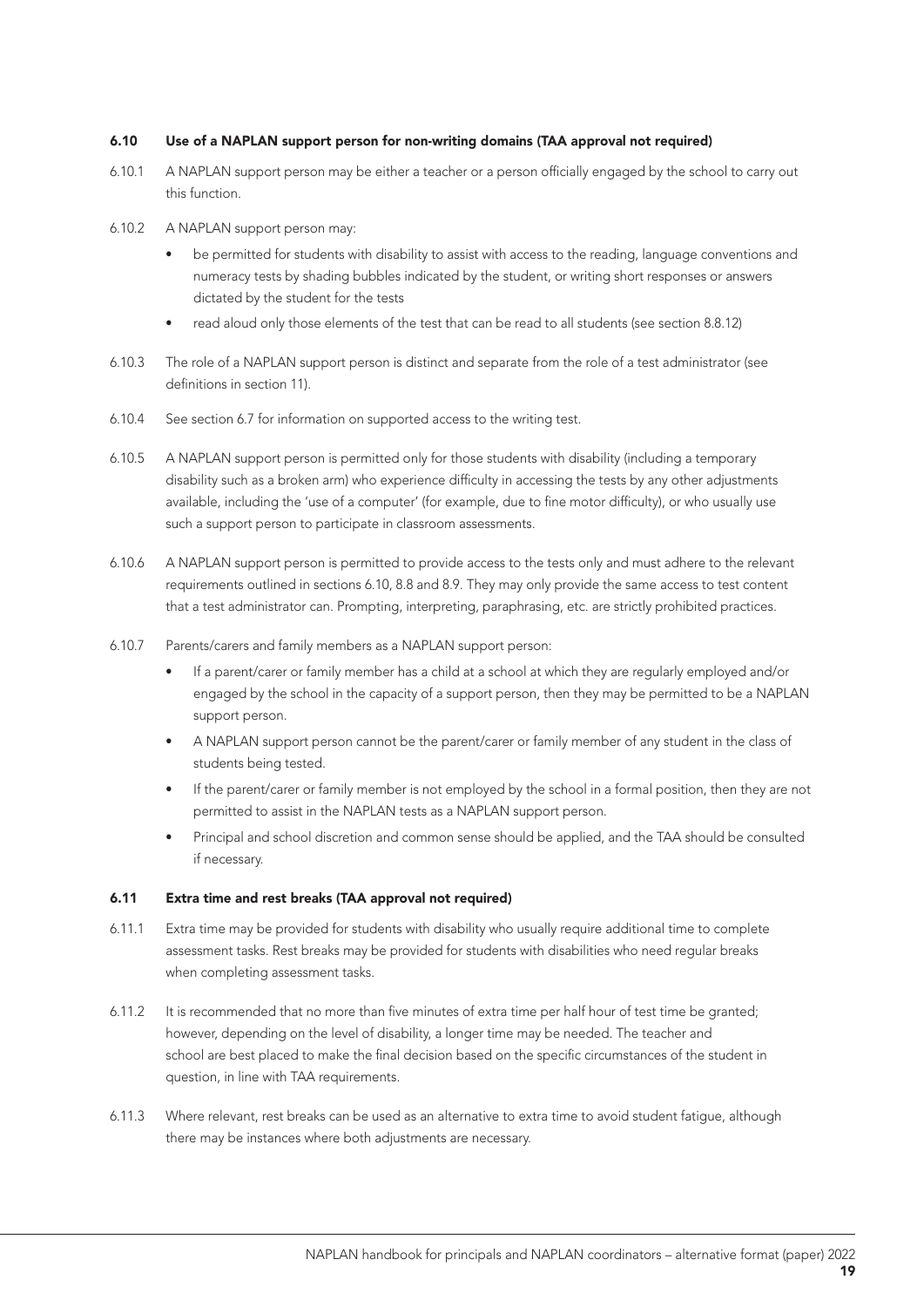### 6.10 Use of a NAPLAN support person for non-writing domains (TAA approval not required)

6.10.1 A NAPLAN support person may be either a teacher or a person officially engaged by the school to carry out this function.

6.10.2 A NAPLAN support person may:

- be permitted for students with disability to assist with access to the reading, language conventions and numeracy tests by shading bubbles indicated by the student, or writing short responses or answers dictated by the student for the tests
- read aloud only those elements of the test that can be read to all students (see section 8.8.12)

6.10.3 The role of a NAPLAN support person is distinct and separate from the role of a test administrator (see definitions in section 11).

6.10.4 See section 6.7 for information on supported access to the writing test.

6.10.5 A NAPLAN support person is permitted only for those students with disability (including a temporary disability such as a broken arm) who experience difficulty in accessing the tests by any other adjustments available, including the 'use of a computer' (for example, due to fine motor difficulty), or who usually use such a support person to participate in classroom assessments.

6.10.6 A NAPLAN support person is permitted to provide access to the tests only and must adhere to the relevant requirements outlined in sections 6.10, 8.8 and 8.9. They may only provide the same access to test content that a test administrator can. Prompting, interpreting, paraphrasing, etc. are strictly prohibited practices.

6.10.7 Parents/carers and family members as a NAPLAN support person:

- If a parent/carer or family member has a child at a school at which they are regularly employed and/or engaged by the school in the capacity of a support person, then they may be permitted to be a NAPLAN support person.
- A NAPLAN support person cannot be the parent/carer or family member of any student in the class of students being tested.
- If the parent/carer or family member is not employed by the school in a formal position, then they are not permitted to assist in the NAPLAN tests as a NAPLAN support person.
- Principal and school discretion and common sense should be applied, and the TAA should be consulted if necessary.

### 6.11 Extra time and rest breaks (TAA approval not required)

6.11.1 Extra time may be provided for students with disability who usually require additional time to complete assessment tasks. Rest breaks may be provided for students with disabilities who need regular breaks when completing assessment tasks.

6.11.2 It is recommended that no more than five minutes of extra time per half hour of test time be granted; however, depending on the level of disability, a longer time may be needed. The teacher and school are best placed to make the final decision based on the specific circumstances of the student in question, in line with TAA requirements.

6.11.3 Where relevant, rest breaks can be used as an alternative to extra time to avoid student fatigue, although there may be instances where both adjustments are necessary.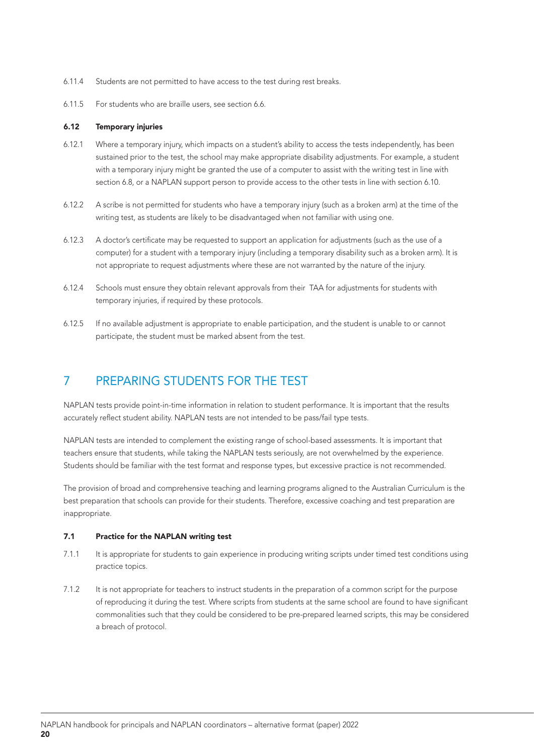6.11.4 Students are not permitted to have access to the test during rest breaks.

6.11.5 For students who are braille users, see section 6.6.

### 6.12 Temporary injuries

6.12.1 Where a temporary injury, which impacts on a student's ability to access the tests independently, has been sustained prior to the test, the school may make appropriate disability adjustments. For example, a student with a temporary injury might be granted the use of a computer to assist with the writing test in line with section 6.8, or a NAPLAN support person to provide access to the other tests in line with section 6.10.

6.12.2 A scribe is not permitted for students who have a temporary injury (such as a broken arm) at the time of the writing test, as students are likely to be disadvantaged when not familiar with using one.

6.12.3 A doctor's certificate may be requested to support an application for adjustments (such as the use of a computer) for a student with a temporary injury (including a temporary disability such as a broken arm). It is not appropriate to request adjustments where these are not warranted by the nature of the injury.

6.12.4 Schools must ensure they obtain relevant approvals from their TAA for adjustments for students with temporary injuries, if required by these protocols.

6.12.5 If no available adjustment is appropriate to enable participation, and the student is unable to or cannot participate, the student must be marked absent from the test.

## 7 PREPARING STUDENTS FOR THE TEST

NAPLAN tests provide point-in-time information in relation to student performance. It is important that the results accurately reflect student ability. NAPLAN tests are not intended to be pass/fail type tests.

NAPLAN tests are intended to complement the existing range of school-based assessments. It is important that teachers ensure that students, while taking the NAPLAN tests seriously, are not overwhelmed by the experience. Students should be familiar with the test format and response types, but excessive practice is not recommended.

The provision of broad and comprehensive teaching and learning programs aligned to the Australian Curriculum is the best preparation that schools can provide for their students. Therefore, excessive coaching and test preparation are inappropriate.

### 7.1 Practice for the NAPLAN writing test

7.1.1 It is appropriate for students to gain experience in producing writing scripts under timed test conditions using practice topics.

7.1.2 It is not appropriate for teachers to instruct students in the preparation of a common script for the purpose of reproducing it during the test. Where scripts from students at the same school are found to have significant commonalities such that they could be considered to be pre-prepared learned scripts, this may be considered a breach of protocol.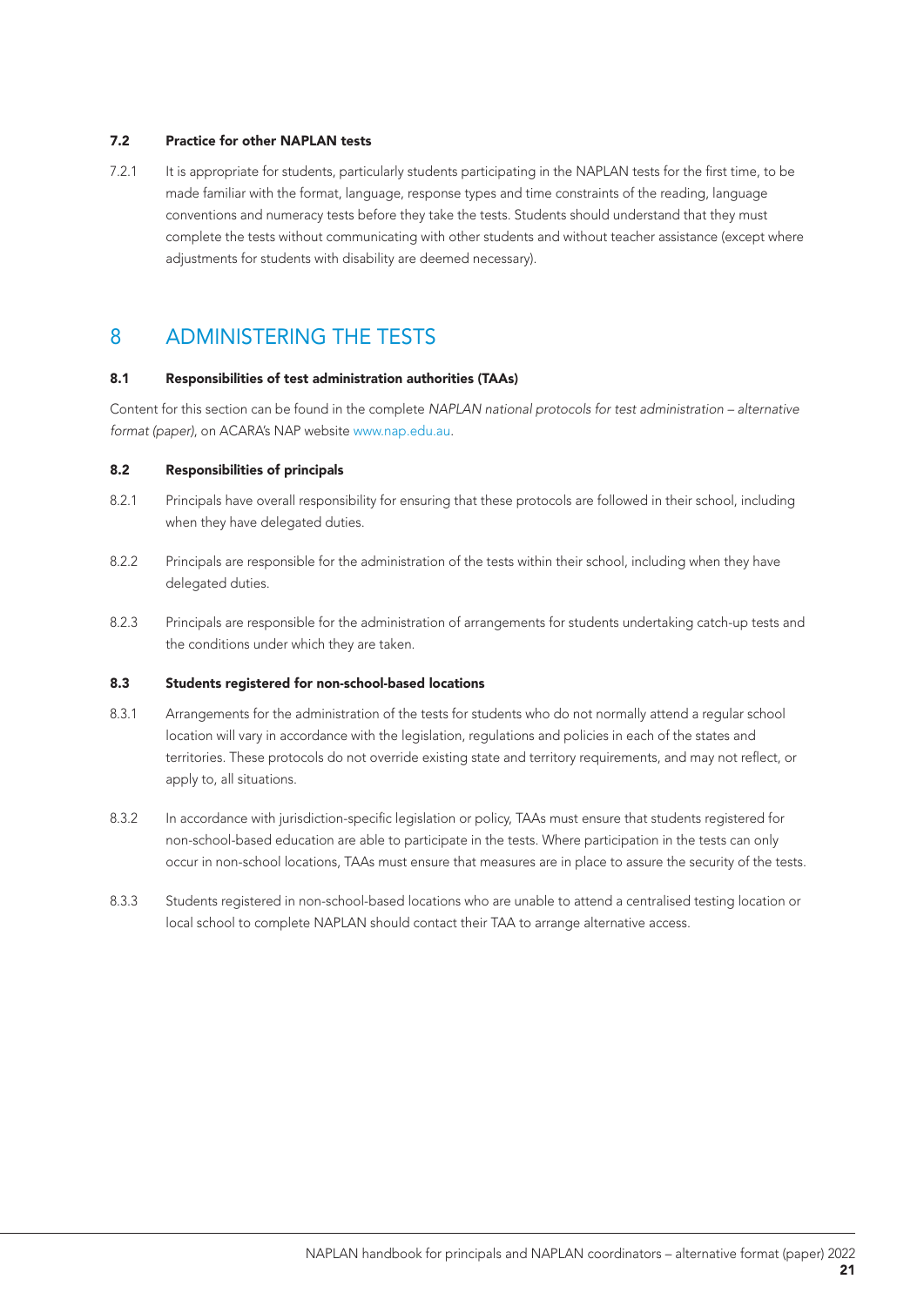### 7.2 Practice for other NAPLAN tests

7.2.1 It is appropriate for students, particularly students participating in the NAPLAN tests for the first time, to be made familiar with the format, language, response types and time constraints of the reading, language conventions and numeracy tests before they take the tests. Students should understand that they must complete the tests without communicating with other students and without teacher assistance (except where adjustments for students with disability are deemed necessary).

## 8 ADMINISTERING THE TESTS

### 8.1 Responsibilities of test administration authorities (TAAs)

Content for this section can be found in the complete *NAPLAN national protocols for test administration – alternative format (paper)*, on ACARA's NAP website www.nap.edu.au.

### 8.2 Responsibilities of principals

8.2.1 Principals have overall responsibility for ensuring that these protocols are followed in their school, including when they have delegated duties.

8.2.2 Principals are responsible for the administration of the tests within their school, including when they have delegated duties.

8.2.3 Principals are responsible for the administration of arrangements for students undertaking catch-up tests and the conditions under which they are taken.

### 8.3 Students registered for non-school-based locations

8.3.1 Arrangements for the administration of the tests for students who do not normally attend a regular school location will vary in accordance with the legislation, regulations and policies in each of the states and territories. These protocols do not override existing state and territory requirements, and may not reflect, or apply to, all situations.

8.3.2 In accordance with jurisdiction-specific legislation or policy, TAAs must ensure that students registered for non-school-based education are able to participate in the tests. Where participation in the tests can only occur in non-school locations, TAAs must ensure that measures are in place to assure the security of the tests.

8.3.3 Students registered in non-school-based locations who are unable to attend a centralised testing location or local school to complete NAPLAN should contact their TAA to arrange alternative access.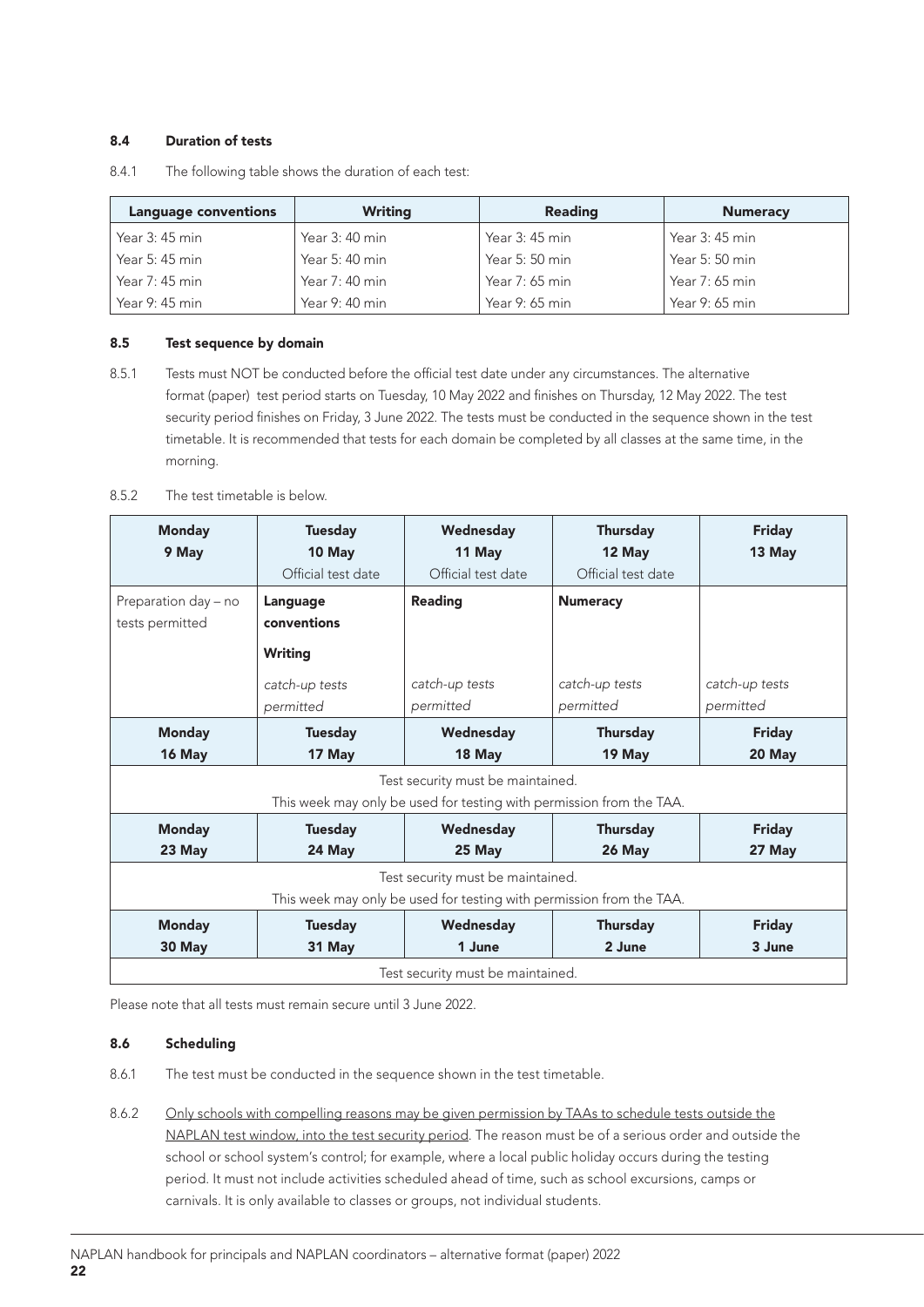### 8.4 Duration of tests

8.4.1 The following table shows the duration of each test:

| Language conventions | Writing | Reading | Numeracy |
|---|---|---|---|
| Year 3: 45 min | Year 3: 40 min | Year 3: 45 min | Year 3: 45 min |
| Year 5: 45 min | Year 5: 40 min | Year 5: 50 min | Year 5: 50 min |
| Year 7: 45 min | Year 7: 40 min | Year 7: 65 min | Year 7: 65 min |
| Year 9: 45 min | Year 9: 40 min | Year 9: 65 min | Year 9: 65 min |

### 8.5 Test sequence by domain

8.5.1 Tests must NOT be conducted before the official test date under any circumstances. The alternative format (paper) test period starts on Tuesday, 10 May 2022 and finishes on Thursday, 12 May 2022. The test security period finishes on Friday, 3 June 2022. The tests must be conducted in the sequence shown in the test timetable. It is recommended that tests for each domain be completed by all classes at the same time, in the morning.

8.5.2 The test timetable is below.

| **Monday 9 May** | **Tuesday 10 May** Official test date | **Wednesday 11 May** Official test date | **Thursday 12 May** Official test date | **Friday 13 May** |
|---|---|---|---|---|
| Preparation day – no tests permitted | **Language conventions** **Writing** *catch-up tests permitted* | **Reading** *catch-up tests permitted* | **Numeracy** *catch-up tests permitted* | *catch-up tests permitted* |
| **Monday 16 May** | **Tuesday 17 May** | **Wednesday 18 May** | **Thursday 19 May** | **Friday 20 May** |
| Test security must be maintained. This week may only be used for testing with permission from the TAA. | | | | |
| **Monday 23 May** | **Tuesday 24 May** | **Wednesday 25 May** | **Thursday 26 May** | **Friday 27 May** |
| Test security must be maintained. This week may only be used for testing with permission from the TAA. | | | | |
| **Monday 30 May** | **Tuesday 31 May** | **Wednesday 1 June** | **Thursday 2 June** | **Friday 3 June** |
| Test security must be maintained. | | | | |

Please note that all tests must remain secure until 3 June 2022.

### 8.6 Scheduling

8.6.1 The test must be conducted in the sequence shown in the test timetable.

8.6.2 Only schools with compelling reasons may be given permission by TAAs to schedule tests outside the NAPLAN test window, into the test security period. The reason must be of a serious order and outside the school or school system's control; for example, where a local public holiday occurs during the testing period. It must not include activities scheduled ahead of time, such as school excursions, camps or carnivals. It is only available to classes or groups, not individual students.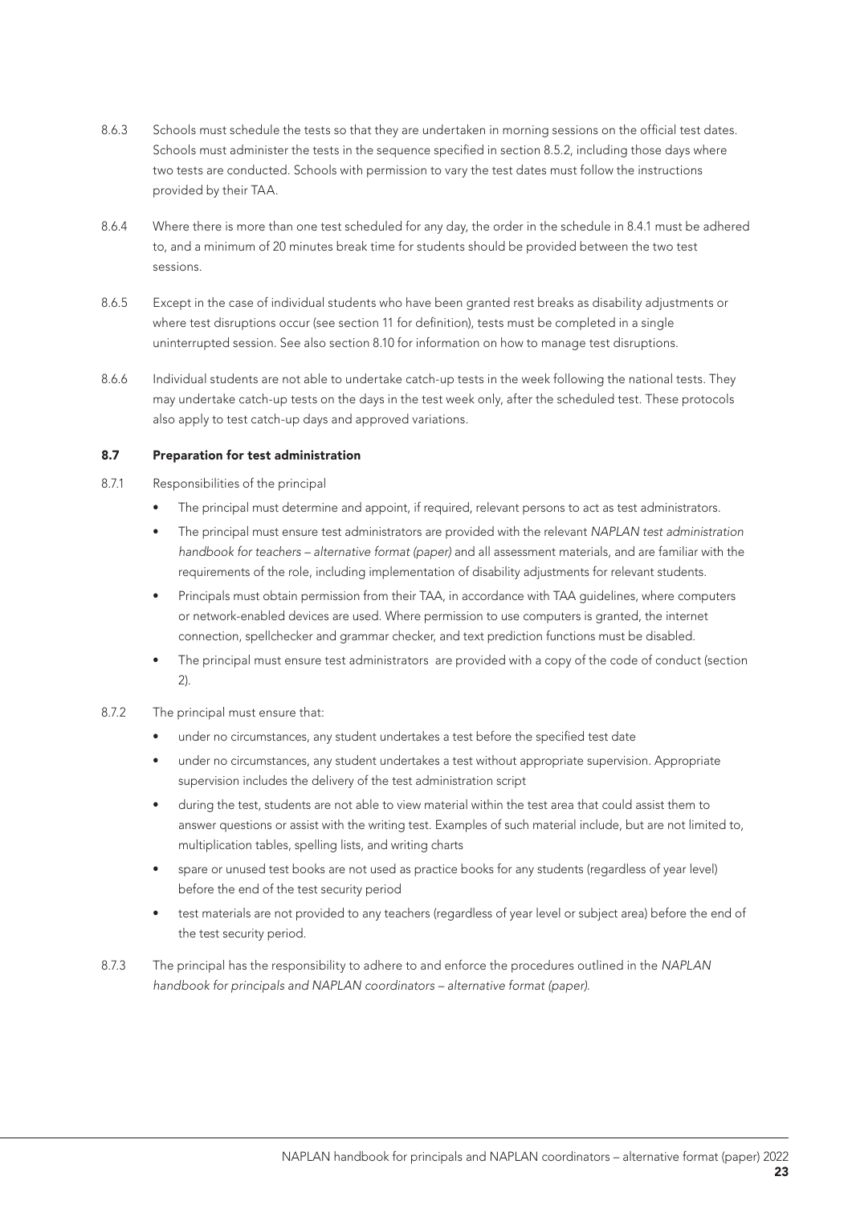8.6.3 Schools must schedule the tests so that they are undertaken in morning sessions on the official test dates. Schools must administer the tests in the sequence specified in section 8.5.2, including those days where two tests are conducted. Schools with permission to vary the test dates must follow the instructions provided by their TAA.

8.6.4 Where there is more than one test scheduled for any day, the order in the schedule in 8.4.1 must be adhered to, and a minimum of 20 minutes break time for students should be provided between the two test sessions.

8.6.5 Except in the case of individual students who have been granted rest breaks as disability adjustments or where test disruptions occur (see section 11 for definition), tests must be completed in a single uninterrupted session. See also section 8.10 for information on how to manage test disruptions.

8.6.6 Individual students are not able to undertake catch-up tests in the week following the national tests. They may undertake catch-up tests on the days in the test week only, after the scheduled test. These protocols also apply to test catch-up days and approved variations.

### 8.7 Preparation for test administration

8.7.1 Responsibilities of the principal

- The principal must determine and appoint, if required, relevant persons to act as test administrators.
- The principal must ensure test administrators are provided with the relevant *NAPLAN test administration handbook for teachers – alternative format (paper)* and all assessment materials, and are familiar with the requirements of the role, including implementation of disability adjustments for relevant students.
- Principals must obtain permission from their TAA, in accordance with TAA guidelines, where computers or network-enabled devices are used. Where permission to use computers is granted, the internet connection, spellchecker and grammar checker, and text prediction functions must be disabled.
- The principal must ensure test administrators are provided with a copy of the code of conduct (section 2).

8.7.2 The principal must ensure that:

- under no circumstances, any student undertakes a test before the specified test date
- under no circumstances, any student undertakes a test without appropriate supervision. Appropriate supervision includes the delivery of the test administration script
- during the test, students are not able to view material within the test area that could assist them to answer questions or assist with the writing test. Examples of such material include, but are not limited to, multiplication tables, spelling lists, and writing charts
- spare or unused test books are not used as practice books for any students (regardless of year level) before the end of the test security period
- test materials are not provided to any teachers (regardless of year level or subject area) before the end of the test security period.

8.7.3 The principal has the responsibility to adhere to and enforce the procedures outlined in the *NAPLAN handbook for principals and NAPLAN coordinators – alternative format (paper).*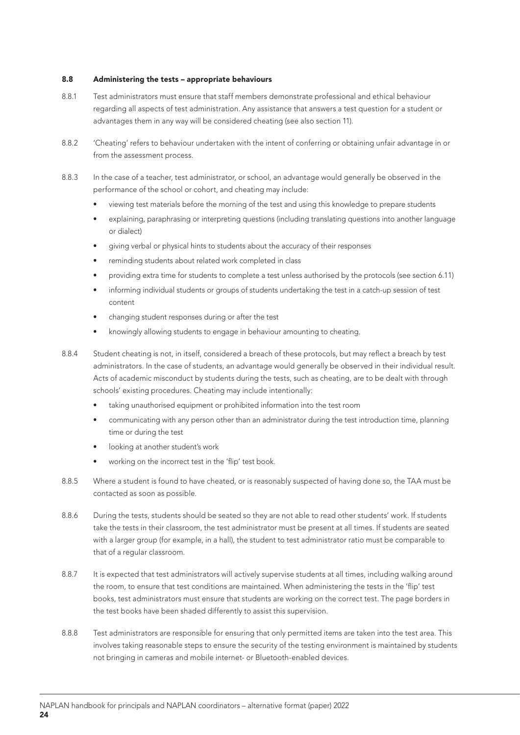### 8.8 Administering the tests – appropriate behaviours

8.8.1 Test administrators must ensure that staff members demonstrate professional and ethical behaviour regarding all aspects of test administration. Any assistance that answers a test question for a student or advantages them in any way will be considered cheating (see also section 11).

8.8.2 'Cheating' refers to behaviour undertaken with the intent of conferring or obtaining unfair advantage in or from the assessment process.

8.8.3 In the case of a teacher, test administrator, or school, an advantage would generally be observed in the performance of the school or cohort, and cheating may include:

- viewing test materials before the morning of the test and using this knowledge to prepare students
- explaining, paraphrasing or interpreting questions (including translating questions into another language or dialect)
- giving verbal or physical hints to students about the accuracy of their responses
- reminding students about related work completed in class
- providing extra time for students to complete a test unless authorised by the protocols (see section 6.11)
- informing individual students or groups of students undertaking the test in a catch-up session of test content
- changing student responses during or after the test
- knowingly allowing students to engage in behaviour amounting to cheating.

8.8.4 Student cheating is not, in itself, considered a breach of these protocols, but may reflect a breach by test administrators. In the case of students, an advantage would generally be observed in their individual result. Acts of academic misconduct by students during the tests, such as cheating, are to be dealt with through schools' existing procedures. Cheating may include intentionally:

- taking unauthorised equipment or prohibited information into the test room
- communicating with any person other than an administrator during the test introduction time, planning time or during the test
- looking at another student's work
- working on the incorrect test in the 'flip' test book.

8.8.5 Where a student is found to have cheated, or is reasonably suspected of having done so, the TAA must be contacted as soon as possible.

8.8.6 During the tests, students should be seated so they are not able to read other students' work. If students take the tests in their classroom, the test administrator must be present at all times. If students are seated with a larger group (for example, in a hall), the student to test administrator ratio must be comparable to that of a regular classroom.

8.8.7 It is expected that test administrators will actively supervise students at all times, including walking around the room, to ensure that test conditions are maintained. When administering the tests in the 'flip' test books, test administrators must ensure that students are working on the correct test. The page borders in the test books have been shaded differently to assist this supervision.

8.8.8 Test administrators are responsible for ensuring that only permitted items are taken into the test area. This involves taking reasonable steps to ensure the security of the testing environment is maintained by students not bringing in cameras and mobile internet- or Bluetooth-enabled devices.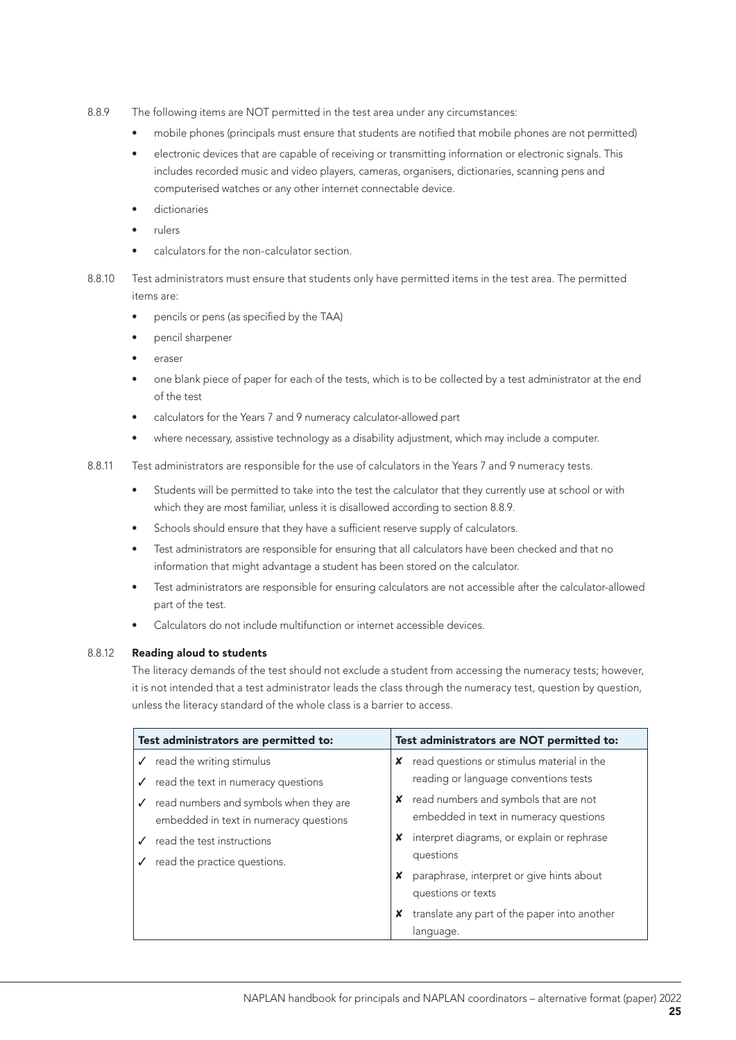8.8.9 The following items are NOT permitted in the test area under any circumstances:

- mobile phones (principals must ensure that students are notified that mobile phones are not permitted)
- electronic devices that are capable of receiving or transmitting information or electronic signals. This includes recorded music and video players, cameras, organisers, dictionaries, scanning pens and computerised watches or any other internet connectable device.
- dictionaries
- rulers
- calculators for the non-calculator section.

8.8.10 Test administrators must ensure that students only have permitted items in the test area. The permitted items are:

- pencils or pens (as specified by the TAA)
- pencil sharpener
- eraser
- one blank piece of paper for each of the tests, which is to be collected by a test administrator at the end of the test
- calculators for the Years 7 and 9 numeracy calculator-allowed part
- where necessary, assistive technology as a disability adjustment, which may include a computer.

8.8.11 Test administrators are responsible for the use of calculators in the Years 7 and 9 numeracy tests.

- Students will be permitted to take into the test the calculator that they currently use at school or with which they are most familiar, unless it is disallowed according to section 8.8.9.
- Schools should ensure that they have a sufficient reserve supply of calculators.
- Test administrators are responsible for ensuring that all calculators have been checked and that no information that might advantage a student has been stored on the calculator.
- Test administrators are responsible for ensuring calculators are not accessible after the calculator-allowed part of the test.
- Calculators do not include multifunction or internet accessible devices.

8.8.12 **Reading aloud to students**

The literacy demands of the test should not exclude a student from accessing the numeracy tests; however, it is not intended that a test administrator leads the class through the numeracy test, question by question, unless the literacy standard of the whole class is a barrier to access.

| Test administrators are permitted to: | Test administrators are NOT permitted to: |
|---|---|
| ✓ read the writing stimulus<br>✓ read the text in numeracy questions<br>✓ read numbers and symbols when they are embedded in text in numeracy questions<br>✓ read the test instructions<br>✓ read the practice questions. | ✘ read questions or stimulus material in the reading or language conventions tests<br>✘ read numbers and symbols that are not embedded in text in numeracy questions<br>✘ interpret diagrams, or explain or rephrase questions<br>✘ paraphrase, interpret or give hints about questions or texts<br>✘ translate any part of the paper into another language. |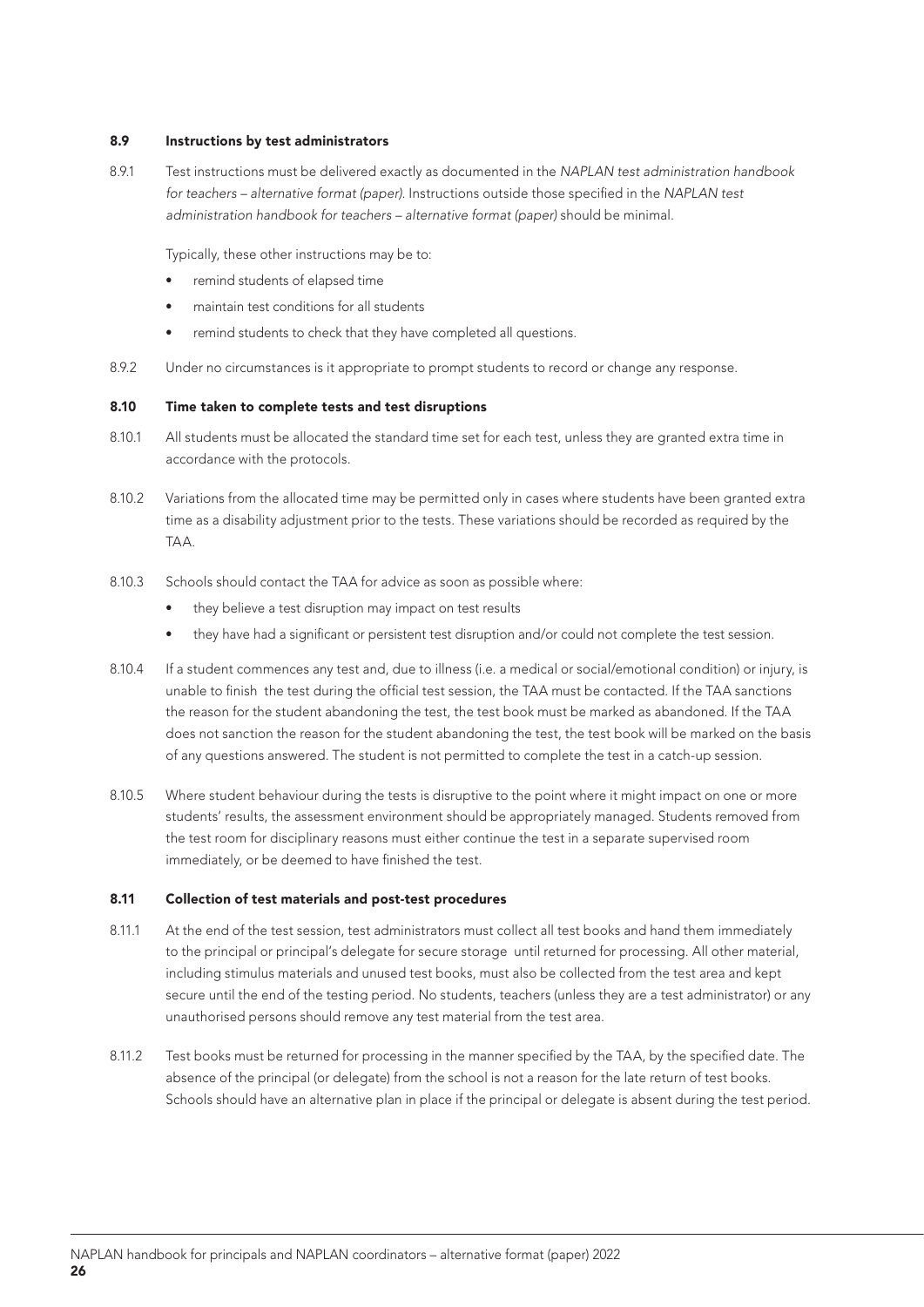### 8.9 Instructions by test administrators

8.9.1 Test instructions must be delivered exactly as documented in the *NAPLAN test administration handbook for teachers – alternative format (paper).* Instructions outside those specified in the *NAPLAN test administration handbook for teachers – alternative format (paper)* should be minimal.

Typically, these other instructions may be to:

- remind students of elapsed time
- maintain test conditions for all students
- remind students to check that they have completed all questions.

8.9.2 Under no circumstances is it appropriate to prompt students to record or change any response.

### 8.10 Time taken to complete tests and test disruptions

8.10.1 All students must be allocated the standard time set for each test, unless they are granted extra time in accordance with the protocols.

8.10.2 Variations from the allocated time may be permitted only in cases where students have been granted extra time as a disability adjustment prior to the tests. These variations should be recorded as required by the TAA.

8.10.3 Schools should contact the TAA for advice as soon as possible where:

- they believe a test disruption may impact on test results
- they have had a significant or persistent test disruption and/or could not complete the test session.

8.10.4 If a student commences any test and, due to illness (i.e. a medical or social/emotional condition) or injury, is unable to finish the test during the official test session, the TAA must be contacted. If the TAA sanctions the reason for the student abandoning the test, the test book must be marked as abandoned. If the TAA does not sanction the reason for the student abandoning the test, the test book will be marked on the basis of any questions answered. The student is not permitted to complete the test in a catch-up session.

8.10.5 Where student behaviour during the tests is disruptive to the point where it might impact on one or more students' results, the assessment environment should be appropriately managed. Students removed from the test room for disciplinary reasons must either continue the test in a separate supervised room immediately, or be deemed to have finished the test.

### 8.11 Collection of test materials and post-test procedures

8.11.1 At the end of the test session, test administrators must collect all test books and hand them immediately to the principal or principal's delegate for secure storage until returned for processing. All other material, including stimulus materials and unused test books, must also be collected from the test area and kept secure until the end of the testing period. No students, teachers (unless they are a test administrator) or any unauthorised persons should remove any test material from the test area.

8.11.2 Test books must be returned for processing in the manner specified by the TAA, by the specified date. The absence of the principal (or delegate) from the school is not a reason for the late return of test books. Schools should have an alternative plan in place if the principal or delegate is absent during the test period.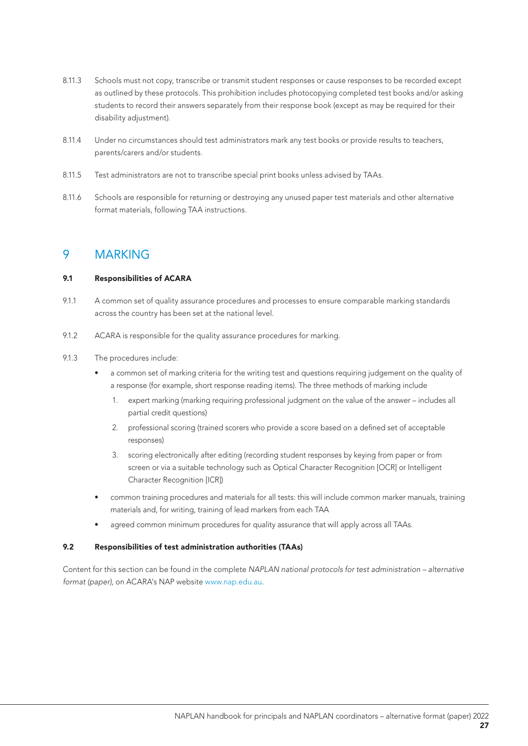8.11.3 Schools must not copy, transcribe or transmit student responses or cause responses to be recorded except as outlined by these protocols. This prohibition includes photocopying completed test books and/or asking students to record their answers separately from their response book (except as may be required for their disability adjustment).

8.11.4 Under no circumstances should test administrators mark any test books or provide results to teachers, parents/carers and/or students.

8.11.5 Test administrators are not to transcribe special print books unless advised by TAAs.

8.11.6 Schools are responsible for returning or destroying any unused paper test materials and other alternative format materials, following TAA instructions.

# 9 MARKING

### 9.1 Responsibilities of ACARA

9.1.1 A common set of quality assurance procedures and processes to ensure comparable marking standards across the country has been set at the national level.

9.1.2 ACARA is responsible for the quality assurance procedures for marking.

9.1.3 The procedures include:

- a common set of marking criteria for the writing test and questions requiring judgement on the quality of a response (for example, short response reading items). The three methods of marking include
  1. expert marking (marking requiring professional judgment on the value of the answer – includes all partial credit questions)
  2. professional scoring (trained scorers who provide a score based on a defined set of acceptable responses)
  3. scoring electronically after editing (recording student responses by keying from paper or from screen or via a suitable technology such as Optical Character Recognition [OCR] or Intelligent Character Recognition [ICR])
- common training procedures and materials for all tests: this will include common marker manuals, training materials and, for writing, training of lead markers from each TAA
- agreed common minimum procedures for quality assurance that will apply across all TAAs.

### 9.2 Responsibilities of test administration authorities (TAAs)

Content for this section can be found in the complete *NAPLAN national protocols for test administration – alternative format (paper)*, on ACARA's NAP website www.nap.edu.au.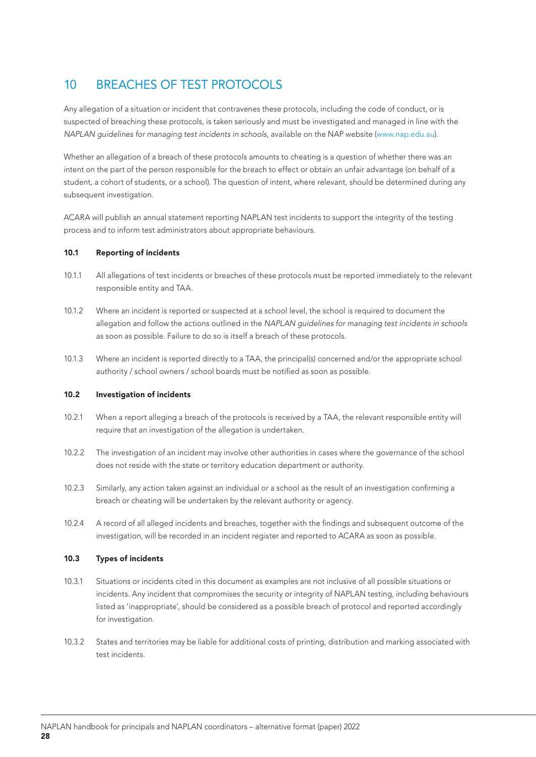# 10 BREACHES OF TEST PROTOCOLS

Any allegation of a situation or incident that contravenes these protocols, including the code of conduct, or is suspected of breaching these protocols, is taken seriously and must be investigated and managed in line with the *NAPLAN guidelines for managing test incidents in schools*, available on the NAP website (www.nap.edu.au).

Whether an allegation of a breach of these protocols amounts to cheating is a question of whether there was an intent on the part of the person responsible for the breach to effect or obtain an unfair advantage (on behalf of a student, a cohort of students, or a school). The question of intent, where relevant, should be determined during any subsequent investigation.

ACARA will publish an annual statement reporting NAPLAN test incidents to support the integrity of the testing process and to inform test administrators about appropriate behaviours.

### 10.1 Reporting of incidents

10.1.1 All allegations of test incidents or breaches of these protocols must be reported immediately to the relevant responsible entity and TAA.

10.1.2 Where an incident is reported or suspected at a school level, the school is required to document the allegation and follow the actions outlined in the *NAPLAN guidelines for managing test incidents in schools* as soon as possible. Failure to do so is itself a breach of these protocols.

10.1.3 Where an incident is reported directly to a TAA, the principal(s) concerned and/or the appropriate school authority / school owners / school boards must be notified as soon as possible.

### 10.2 Investigation of incidents

10.2.1 When a report alleging a breach of the protocols is received by a TAA, the relevant responsible entity will require that an investigation of the allegation is undertaken.

10.2.2 The investigation of an incident may involve other authorities in cases where the governance of the school does not reside with the state or territory education department or authority.

10.2.3 Similarly, any action taken against an individual or a school as the result of an investigation confirming a breach or cheating will be undertaken by the relevant authority or agency.

10.2.4 A record of all alleged incidents and breaches, together with the findings and subsequent outcome of the investigation, will be recorded in an incident register and reported to ACARA as soon as possible.

### 10.3 Types of incidents

10.3.1 Situations or incidents cited in this document as examples are not inclusive of all possible situations or incidents. Any incident that compromises the security or integrity of NAPLAN testing, including behaviours listed as 'inappropriate', should be considered as a possible breach of protocol and reported accordingly for investigation.

10.3.2 States and territories may be liable for additional costs of printing, distribution and marking associated with test incidents.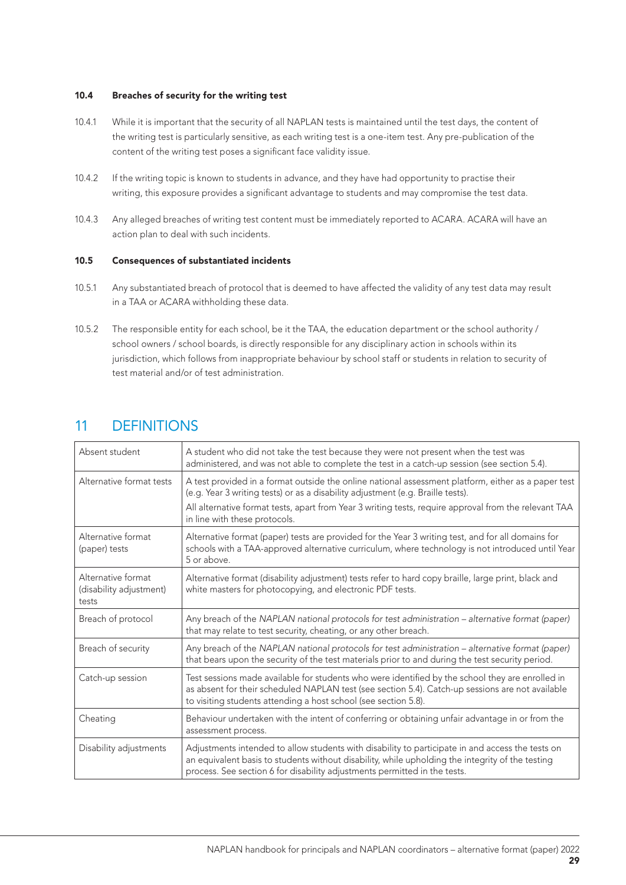### 10.4 Breaches of security for the writing test

10.4.1 While it is important that the security of all NAPLAN tests is maintained until the test days, the content of the writing test is particularly sensitive, as each writing test is a one-item test. Any pre-publication of the content of the writing test poses a significant face validity issue.

10.4.2 If the writing topic is known to students in advance, and they have had opportunity to practise their writing, this exposure provides a significant advantage to students and may compromise the test data.

10.4.3 Any alleged breaches of writing test content must be immediately reported to ACARA. ACARA will have an action plan to deal with such incidents.

### 10.5 Consequences of substantiated incidents

10.5.1 Any substantiated breach of protocol that is deemed to have affected the validity of any test data may result in a TAA or ACARA withholding these data.

10.5.2 The responsible entity for each school, be it the TAA, the education department or the school authority / school owners / school boards, is directly responsible for any disciplinary action in schools within its jurisdiction, which follows from inappropriate behaviour by school staff or students in relation to security of test material and/or of test administration.

## 11 DEFINITIONS

| | |
|---|---|
| Absent student | A student who did not take the test because they were not present when the test was administered, and was not able to complete the test in a catch-up session (see section 5.4). |
| Alternative format tests | A test provided in a format outside the online national assessment platform, either as a paper test (e.g. Year 3 writing tests) or as a disability adjustment (e.g. Braille tests).<br>All alternative format tests, apart from Year 3 writing tests, require approval from the relevant TAA in line with these protocols. |
| Alternative format (paper) tests | Alternative format (paper) tests are provided for the Year 3 writing test, and for all domains for schools with a TAA-approved alternative curriculum, where technology is not introduced until Year 5 or above. |
| Alternative format (disability adjustment) tests | Alternative format (disability adjustment) tests refer to hard copy braille, large print, black and white masters for photocopying, and electronic PDF tests. |
| Breach of protocol | Any breach of the *NAPLAN national protocols for test administration – alternative format (paper)* that may relate to test security, cheating, or any other breach. |
| Breach of security | Any breach of the *NAPLAN national protocols for test administration – alternative format (paper)* that bears upon the security of the test materials prior to and during the test security period. |
| Catch-up session | Test sessions made available for students who were identified by the school they are enrolled in as absent for their scheduled NAPLAN test (see section 5.4). Catch-up sessions are not available to visiting students attending a host school (see section 5.8). |
| Cheating | Behaviour undertaken with the intent of conferring or obtaining unfair advantage in or from the assessment process. |
| Disability adjustments | Adjustments intended to allow students with disability to participate in and access the tests on an equivalent basis to students without disability, while upholding the integrity of the testing process. See section 6 for disability adjustments permitted in the tests. |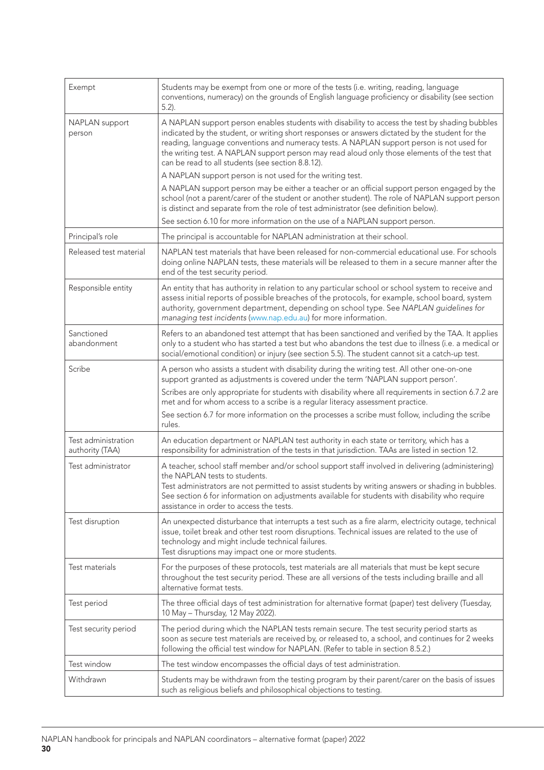| | |
|---|---|
| Exempt | Students may be exempt from one or more of the tests (i.e. writing, reading, language conventions, numeracy) on the grounds of English language proficiency or disability (see section 5.2). |
| NAPLAN support person | A NAPLAN support person enables students with disability to access the test by shading bubbles indicated by the student, or writing short responses or answers dictated by the student for the reading, language conventions and numeracy tests. A NAPLAN support person is not used for the writing test. A NAPLAN support person may read aloud only those elements of the test that can be read to all students (see section 8.8.12).<br><br>A NAPLAN support person is not used for the writing test.<br><br>A NAPLAN support person may be either a teacher or an official support person engaged by the school (not a parent/carer of the student or another student). The role of NAPLAN support person is distinct and separate from the role of test administrator (see definition below).<br><br>See section 6.10 for more information on the use of a NAPLAN support person. |
| Principal's role | The principal is accountable for NAPLAN administration at their school. |
| Released test material | NAPLAN test materials that have been released for non-commercial educational use. For schools doing online NAPLAN tests, these materials will be released to them in a secure manner after the end of the test security period. |
| Responsible entity | An entity that has authority in relation to any particular school or school system to receive and assess initial reports of possible breaches of the protocols, for example, school board, system authority, government department, depending on school type. See *NAPLAN guidelines for managing test incidents* (www.nap.edu.au) for more information. |
| Sanctioned abandonment | Refers to an abandoned test attempt that has been sanctioned and verified by the TAA. It applies only to a student who has started a test but who abandons the test due to illness (i.e. a medical or social/emotional condition) or injury (see section 5.5). The student cannot sit a catch-up test. |
| Scribe | A person who assists a student with disability during the writing test. All other one-on-one support granted as adjustments is covered under the term 'NAPLAN support person'.<br><br>Scribes are only appropriate for students with disability where all requirements in section 6.7.2 are met and for whom access to a scribe is a regular literacy assessment practice.<br><br>See section 6.7 for more information on the processes a scribe must follow, including the scribe rules. |
| Test administration authority (TAA) | An education department or NAPLAN test authority in each state or territory, which has a responsibility for administration of the tests in that jurisdiction. TAAs are listed in section 12. |
| Test administrator | A teacher, school staff member and/or school support staff involved in delivering (administering) the NAPLAN tests to students.<br>Test administrators are not permitted to assist students by writing answers or shading in bubbles. See section 6 for information on adjustments available for students with disability who require assistance in order to access the tests. |
| Test disruption | An unexpected disturbance that interrupts a test such as a fire alarm, electricity outage, technical issue, toilet break and other test room disruptions. Technical issues are related to the use of technology and might include technical failures.<br>Test disruptions may impact one or more students. |
| Test materials | For the purposes of these protocols, test materials are all materials that must be kept secure throughout the test security period. These are all versions of the tests including braille and all alternative format tests. |
| Test period | The three official days of test administration for alternative format (paper) test delivery (Tuesday, 10 May – Thursday, 12 May 2022). |
| Test security period | The period during which the NAPLAN tests remain secure. The test security period starts as soon as secure test materials are received by, or released to, a school, and continues for 2 weeks following the official test window for NAPLAN. (Refer to table in section 8.5.2.) |
| Test window | The test window encompasses the official days of test administration. |
| Withdrawn | Students may be withdrawn from the testing program by their parent/carer on the basis of issues such as religious beliefs and philosophical objections to testing. |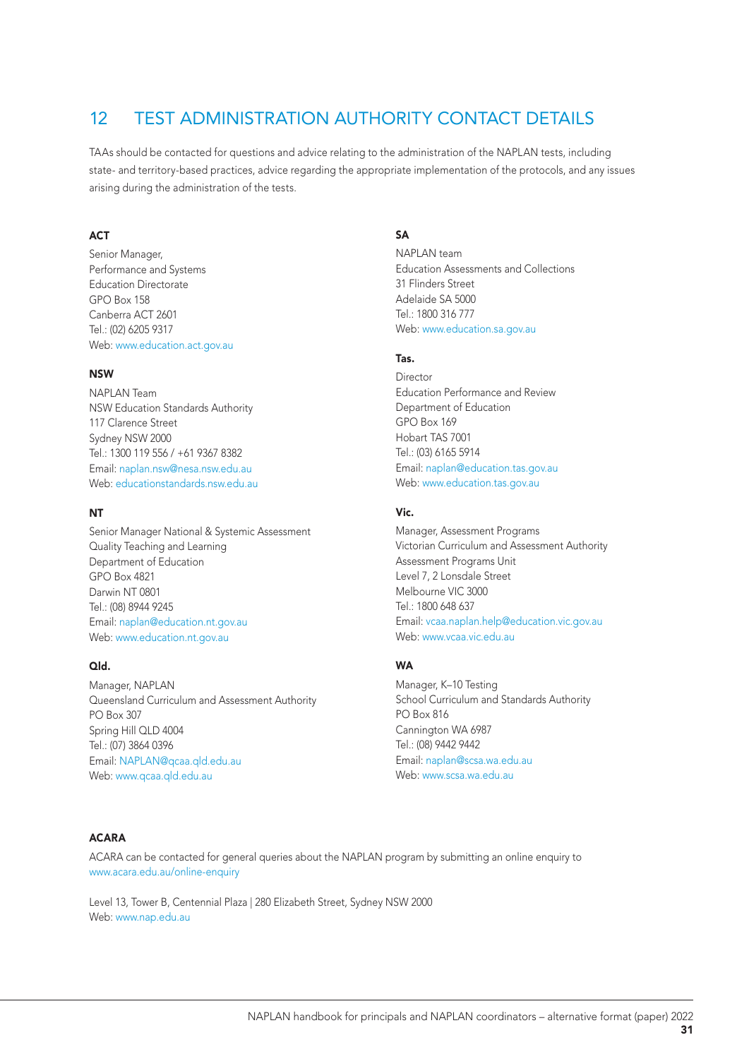## 12 TEST ADMINISTRATION AUTHORITY CONTACT DETAILS

TAAs should be contacted for questions and advice relating to the administration of the NAPLAN tests, including state- and territory-based practices, advice regarding the appropriate implementation of the protocols, and any issues arising during the administration of the tests.

**ACT**

Senior Manager,
Performance and Systems
Education Directorate
GPO Box 158
Canberra ACT 2601
Tel.: (02) 6205 9317
Web: www.education.act.gov.au

**NSW**

NAPLAN Team
NSW Education Standards Authority
117 Clarence Street
Sydney NSW 2000
Tel.: 1300 119 556 / +61 9367 8382
Email: naplan.nsw@nesa.nsw.edu.au
Web: educationstandards.nsw.edu.au

**NT**

Senior Manager National & Systemic Assessment
Quality Teaching and Learning
Department of Education
GPO Box 4821
Darwin NT 0801
Tel.: (08) 8944 9245
Email: naplan@education.nt.gov.au
Web: www.education.nt.gov.au

**Qld.**

Manager, NAPLAN
Queensland Curriculum and Assessment Authority
PO Box 307
Spring Hill QLD 4004
Tel.: (07) 3864 0396
Email: NAPLAN@qcaa.qld.edu.au
Web: www.qcaa.qld.edu.au

**SA**

NAPLAN team
Education Assessments and Collections
31 Flinders Streete
Adelaide SA 5000
Tel.: 1800 316 777
Web: www.education.sa.gov.au

**Tas.**

Director
Education Performance and Review
Department of Education
GPO Box 169
Hobart TAS 7001
Tel.: (03) 6165 5914
Email: naplan@education.tas.gov.au
Web: www.education.tas.gov.au

**Vic.**

Manager, Assessment Programs
Victorian Curriculum and Assessment Authority
Assessment Programs Unit
Level 7, 2 Lonsdale Street
Melbourne VIC 3000
Tel.: 1800 648 637
Email: vcaa.naplan.help@education.vic.gov.au
Web: www.vcaa.vic.edu.au

**WA**

Manager, K–10 Testing
School Curriculum and Standards Authority
PO Box 816
Cannington WA 6987
Tel.: (08) 9442 9442
Email: naplan@scsa.wa.edu.au
Web: www.scsa.wa.edu.au

**ACARA**

ACARA can be contacted for general queries about the NAPLAN program by submitting an online enquiry to www.acara.edu.au/online-enquiry

Level 13, Tower B, Centennial Plaza | 280 Elizabeth Street, Sydney NSW 2000
Web: www.nap.edu.au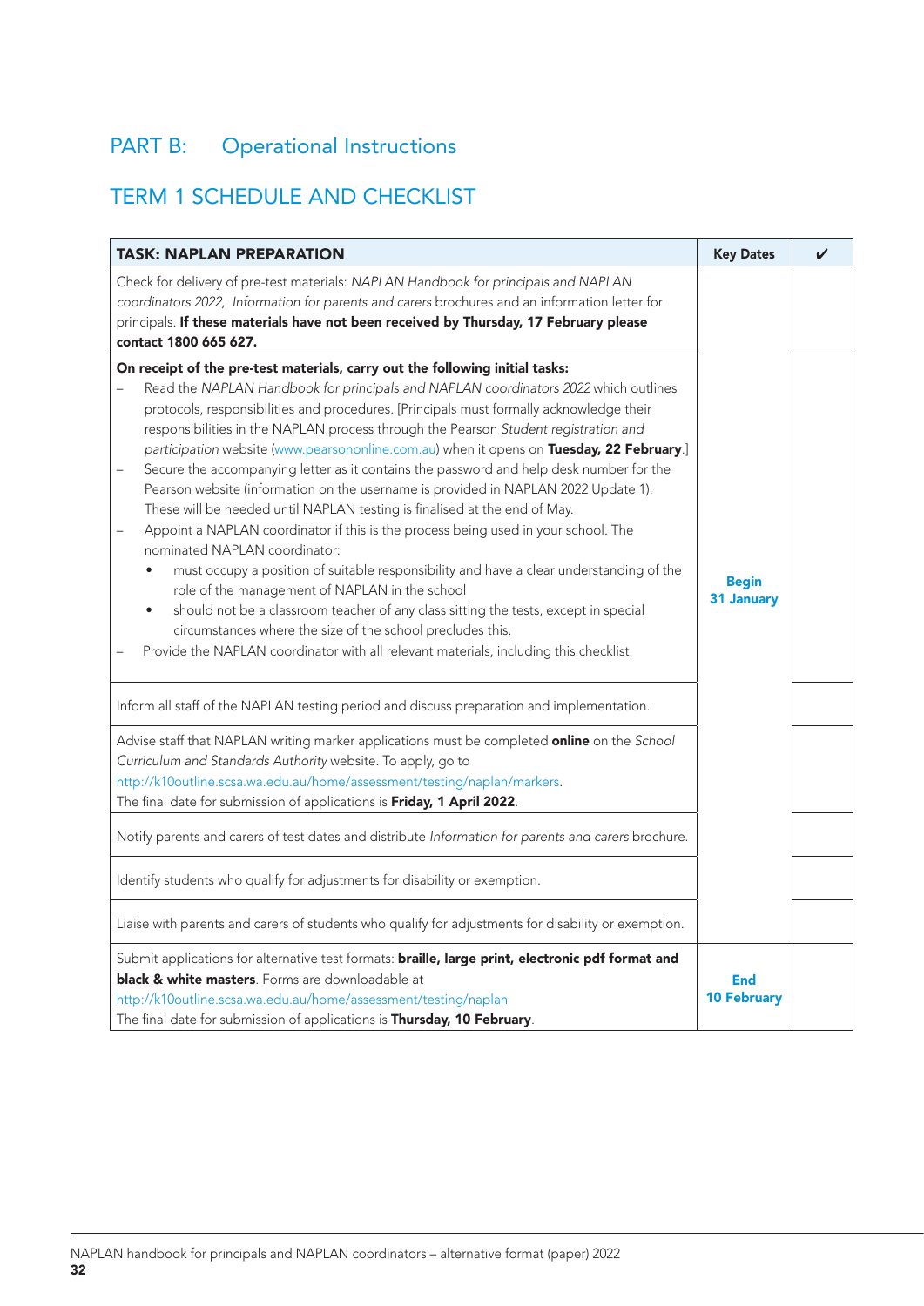## PART B: Operational Instructions

## TERM 1 SCHEDULE AND CHECKLIST

| TASK: NAPLAN PREPARATION | Key Dates | ✔ |
|---|---|---|
| Check for delivery of pre-test materials: *NAPLAN Handbook for principals and NAPLAN coordinators 2022, Information for parents and carers* brochures and an information letter for principals. **If these materials have not been received by Thursday, 17 February please contact 1800 665 627.** | **Begin 31 January** | |
| **On receipt of the pre-test materials, carry out the following initial tasks:**<br>– Read the *NAPLAN Handbook for principals and NAPLAN coordinators 2022* which outlines protocols, responsibilities and procedures. [Principals must formally acknowledge their responsibilities in the NAPLAN process through the Pearson *Student registration and participation* website (www.pearsononline.com.au) when it opens on **Tuesday, 22 February**.]<br>– Secure the accompanying letter as it contains the password and help desk number for the Pearson website (information on the username is provided in NAPLAN 2022 Update 1). These will be needed until NAPLAN testing is finalised at the end of May.<br>– Appoint a NAPLAN coordinator if this is the process being used in your school. The nominated NAPLAN coordinator:<br>• must occupy a position of suitable responsibility and have a clear understanding of the role of the management of NAPLAN in the school<br>• should not be a classroom teacher of any class sitting the tests, except in special circumstances where the size of the school precludes this.<br>– Provide the NAPLAN coordinator with all relevant materials, including this checklist. | | |
| Inform all staff of the NAPLAN testing period and discuss preparation and implementation. | | |
| Advise staff that NAPLAN writing marker applications must be completed **online** on the *School Curriculum and Standards Authority* website. To apply, go to http://k10outline.scsa.wa.edu.au/home/assessment/testing/naplan/markers.<br>The final date for submission of applications is **Friday, 1 April 2022**. | | |
| Notify parents and carers of test dates and distribute *Information for parents and carers* brochure. | | |
| Identify students who qualify for adjustments for disability or exemption. | | |
| Liaise with parents and carers of students who qualify for adjustments for disability or exemption. | | |
| Submit applications for alternative test formats: **braille, large print, electronic pdf format and black & white masters**. Forms are downloadable at http://k10outline.scsa.wa.edu.au/home/assessment/testing/naplan<br>The final date for submission of applications is **Thursday, 10 February**. | **End 10 February** | |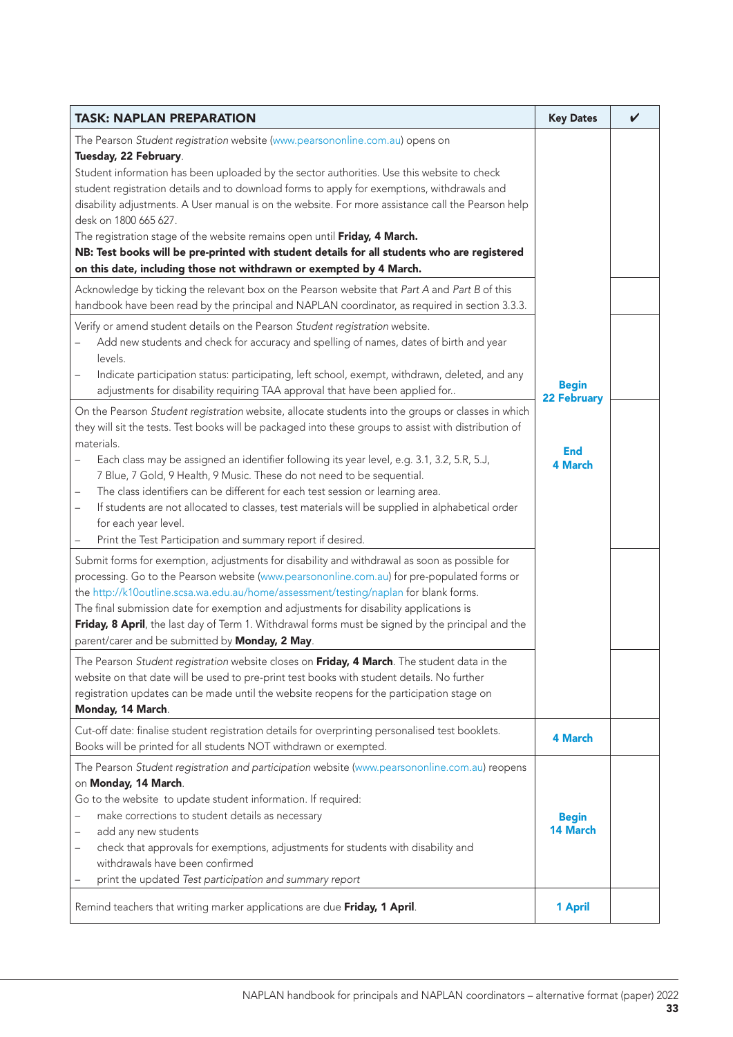| TASK: NAPLAN PREPARATION | Key Dates | ✔ |
|---|---|---|
| The Pearson *Student registration* website (www.pearsononline.com.au) opens on **Tuesday, 22 February**.<br>Student information has been uploaded by the sector authorities. Use this website to check student registration details and to download forms to apply for exemptions, withdrawals and disability adjustments. A User manual is on the website. For more assistance call the Pearson help desk on 1800 665 627.<br>The registration stage of the website remains open until **Friday, 4 March.**<br>**NB: Test books will be pre-printed with student details for all students who are registered on this date, including those not withdrawn or exempted by 4 March.** | **Begin 22 February**<br><br>**End 4 March** | |
| Acknowledge by ticking the relevant box on the Pearson website that *Part A* and *Part B* of this handbook have been read by the principal and NAPLAN coordinator, as required in section 3.3.3. | | |
| Verify or amend student details on the Pearson *Student registration* website.<br>– Add new students and check for accuracy and spelling of names, dates of birth and year levels.<br>– Indicate participation status: participating, left school, exempt, withdrawn, deleted, and any adjustments for disability requiring TAA approval that have been applied for.. | | |
| On the Pearson *Student registration* website, allocate students into the groups or classes in which they will sit the tests. Test books will be packaged into these groups to assist with distribution of materials.<br>– Each class may be assigned an identifier following its year level, e.g. 3.1, 3.2, 5.R, 5.J, 7 Blue, 7 Gold, 9 Health, 9 Music. These do not need to be sequential.<br>– The class identifiers can be different for each test session or learning area.<br>– If students are not allocated to classes, test materials will be supplied in alphabetical order for each year level.<br>– Print the Test Participation and summary report if desired. | | |
| Submit forms for exemption, adjustments for disability and withdrawal as soon as possible for processing. Go to the Pearson website (www.pearsononline.com.au) for pre-populated forms or the http://k10outline.scsa.wa.edu.au/home/assessment/testing/naplan for blank forms.<br>The final submission date for exemption and adjustments for disability applications is **Friday, 8 April**, the last day of Term 1. Withdrawal forms must be signed by the principal and the parent/carer and be submitted by **Monday, 2 May**. | | |
| The Pearson *Student registration* website closes on **Friday, 4 March**. The student data in the website on that date will be used to pre-print test books with student details. No further registration updates can be made until the website reopens for the participation stage on **Monday, 14 March**. | | |
| Cut-off date: finalise student registration details for overprinting personalised test booklets. Books will be printed for all students NOT withdrawn or exempted. | **4 March** | |
| The Pearson *Student registration and participation* website (www.pearsononline.com.au) reopens on **Monday, 14 March**.<br>Go to the website to update student information. If required:<br>– make corrections to student details as necessary<br>– add any new students<br>– check that approvals for exemptions, adjustments for students with disability and withdrawals have been confirmed<br>– print the updated *Test participation and summary report* | **Begin 14 March** | |
| Remind teachers that writing marker applications are due **Friday, 1 April**. | **1 April** | |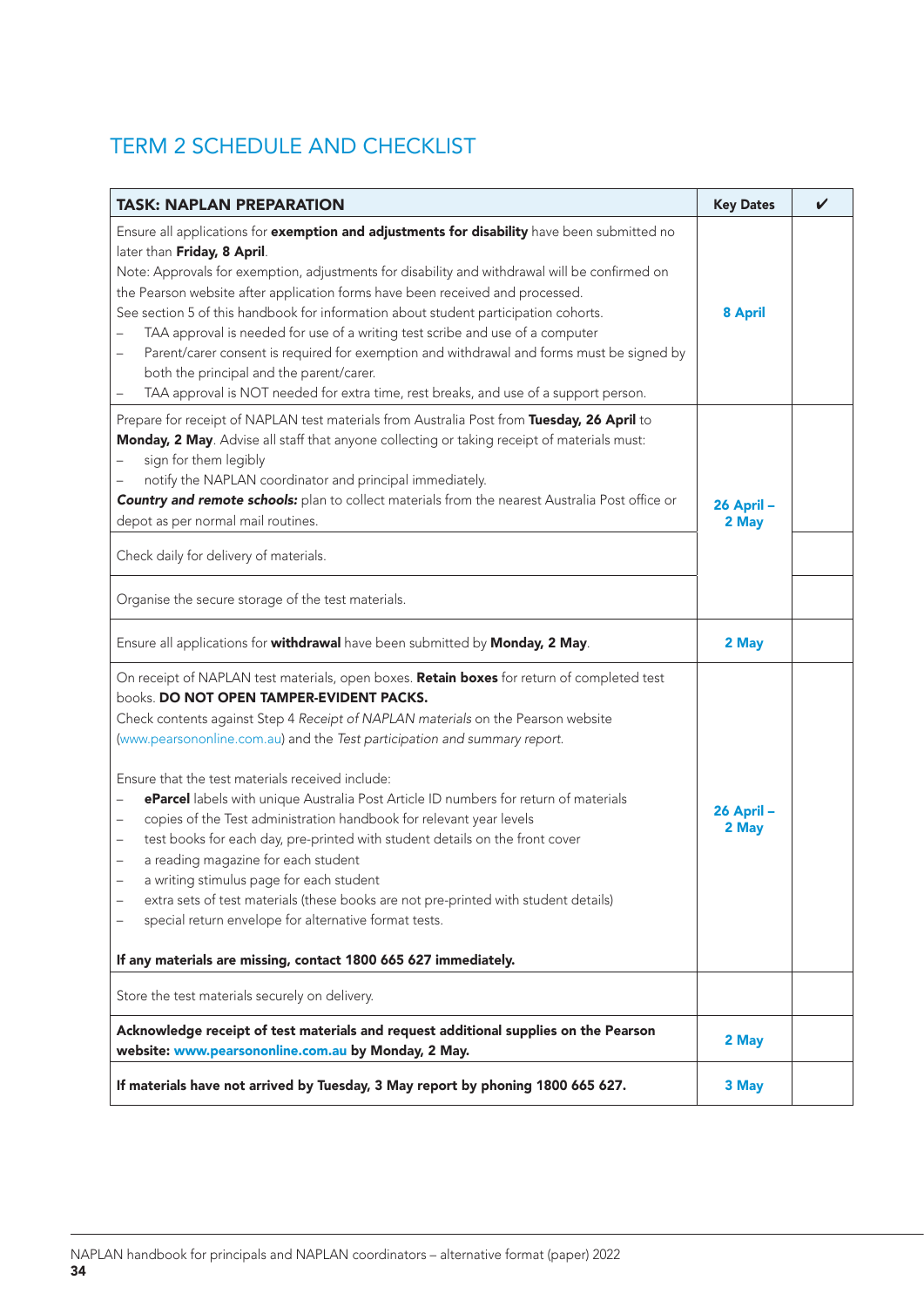## TERM 2 SCHEDULE AND CHECKLIST

| TASK: NAPLAN PREPARATION | Key Dates | ✔ |
|---|---|---|
| Ensure all applications for **exemption and adjustments for disability** have been submitted no later than **Friday, 8 April**.<br>Note: Approvals for exemption, adjustments for disability and withdrawal will be confirmed on the Pearson website after application forms have been received and processed.<br>See section 5 of this handbook for information about student participation cohorts.<br>– TAA approval is needed for use of a writing test scribe and use of a computer<br>– Parent/carer consent is required for exemption and withdrawal and forms must be signed by both the principal and the parent/carer.<br>– TAA approval is NOT needed for extra time, rest breaks, and use of a support person. | **8 April** | |
| Prepare for receipt of NAPLAN test materials from Australia Post from **Tuesday, 26 April** to **Monday, 2 May**. Advise all staff that anyone collecting or taking receipt of materials must:<br>– sign for them legibly<br>– notify the NAPLAN coordinator and principal immediately.<br>***Country and remote schools:*** plan to collect materials from the nearest Australia Post office or depot as per normal mail routines. | **26 April – 2 May** | |
| Check daily for delivery of materials. | | |
| Organise the secure storage of the test materials. | | |
| Ensure all applications for **withdrawal** have been submitted by **Monday, 2 May**. | **2 May** | |
| On receipt of NAPLAN test materials, open boxes. **Retain boxes** for return of completed test books. **DO NOT OPEN TAMPER-EVIDENT PACKS.**<br>Check contents against Step 4 *Receipt of NAPLAN materials* on the Pearson website (www.pearsononline.com.au) and the *Test participation and summary report*.<br><br>Ensure that the test materials received include:<br>– **eParcel** labels with unique Australia Post Article ID numbers for return of materials<br>– copies of the Test administration handbook for relevant year levels<br>– test books for each day, pre-printed with student details on the front cover<br>– a reading magazine for each student<br>– a writing stimulus page for each student<br>– extra sets of test materials (these books are not pre-printed with student details)<br>– special return envelope for alternative format tests.<br><br>**If any materials are missing, contact 1800 665 627 immediately.** | **26 April – 2 May** | |
| Store the test materials securely on delivery. | | |
| **Acknowledge receipt of test materials and request additional supplies on the Pearson website: www.pearsononline.com.au by Monday, 2 May.** | **2 May** | |
| **If materials have not arrived by Tuesday, 3 May report by phoning 1800 665 627.** | **3 May** | |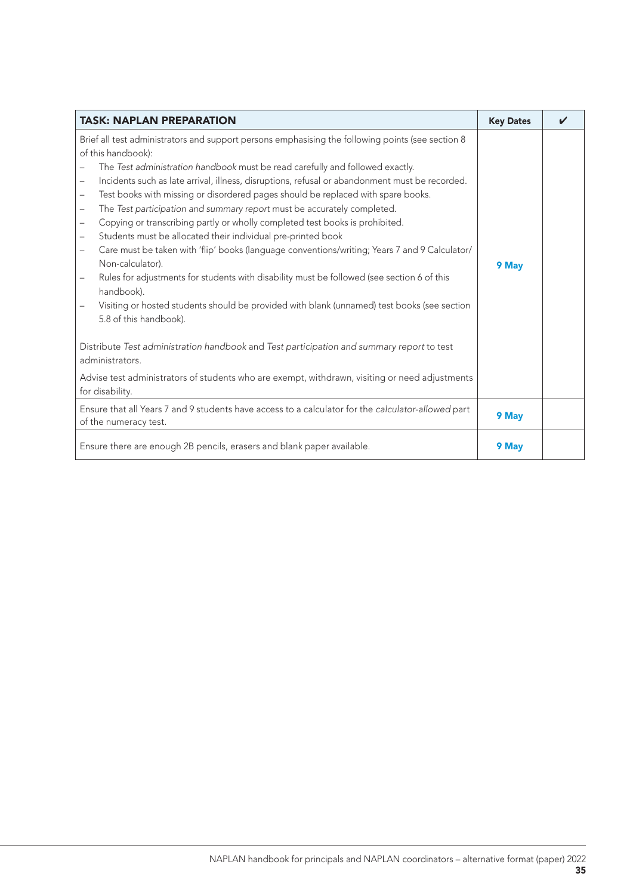| TASK: NAPLAN PREPARATION | Key Dates | ✔ |
|---|---|---|
| Brief all test administrators and support persons emphasising the following points (see section 8 of this handbook):<br>– The *Test administration handbook* must be read carefully and followed exactly.<br>– Incidents such as late arrival, illness, disruptions, refusal or abandonment must be recorded.<br>– Test books with missing or disordered pages should be replaced with spare books.<br>– The *Test participation and summary report* must be accurately completed.<br>– Copying or transcribing partly or wholly completed test books is prohibited.<br>– Students must be allocated their individual pre-printed book<br>– Care must be taken with 'flip' books (language conventions/writing; Years 7 and 9 Calculator/Non-calculator).<br>– Rules for adjustments for students with disability must be followed (see section 6 of this handbook).<br>– Visiting or hosted students should be provided with blank (unnamed) test books (see section 5.8 of this handbook).<br><br>Distribute *Test administration handbook* and *Test participation and summary report* to test administrators.<br><br>Advise test administrators of students who are exempt, withdrawn, visiting or need adjustments for disability. | **9 May** | |
| Ensure that all Years 7 and 9 students have access to a calculator for the *calculator-allowed* part of the numeracy test. | **9 May** | |
| Ensure there are enough 2B pencils, erasers and blank paper available. | **9 May** | |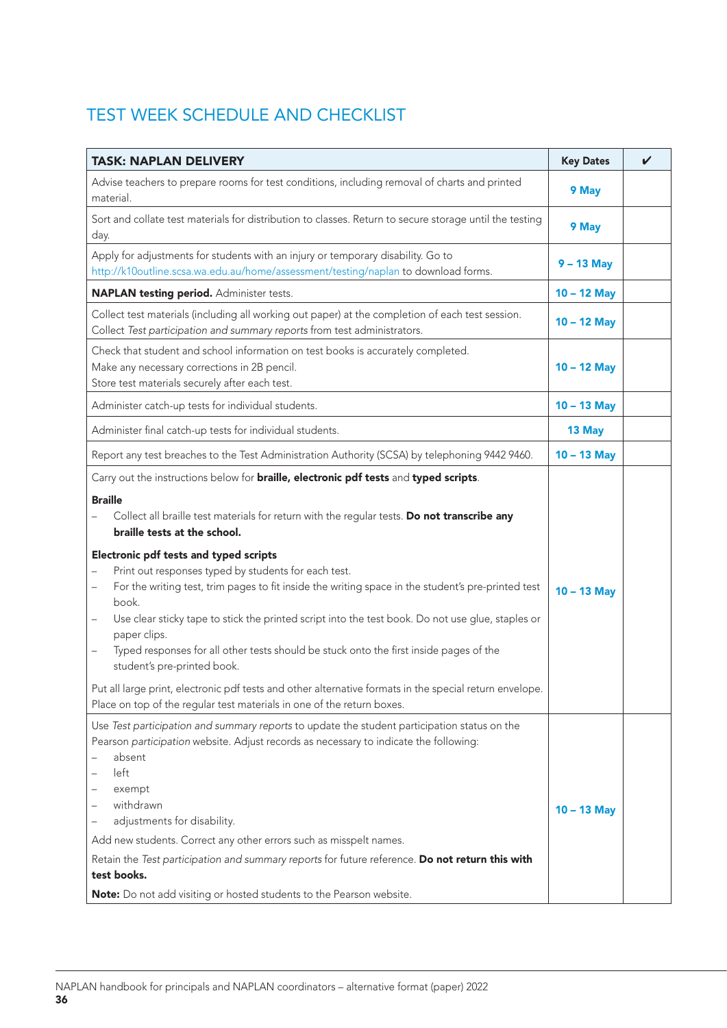# TEST WEEK SCHEDULE AND CHECKLIST

| TASK: NAPLAN DELIVERY | Key Dates | ✔ |
|---|---|---|
| Advise teachers to prepare rooms for test conditions, including removal of charts and printed material. | **9 May** | |
| Sort and collate test materials for distribution to classes. Return to secure storage until the testing day. | **9 May** | |
| Apply for adjustments for students with an injury or temporary disability. Go to http://k10outline.scsa.wa.edu.au/home/assessment/testing/naplan to download forms. | **9 – 13 May** | |
| **NAPLAN testing period.** Administer tests. | **10 – 12 May** | |
| Collect test materials (including all working out paper) at the completion of each test session. Collect *Test participation and summary reports* from test administrators. | **10 – 12 May** | |
| Check that student and school information on test books is accurately completed.<br>Make any necessary corrections in 2B pencil.<br>Store test materials securely after each test. | **10 – 12 May** | |
| Administer catch-up tests for individual students. | **10 – 13 May** | |
| Administer final catch-up tests for individual students. | **13 May** | |
| Report any test breaches to the Test Administration Authority (SCSA) by telephoning 9442 9460. | **10 – 13 May** | |
| Carry out the instructions below for **braille, electronic pdf tests** and **typed scripts**.<br>**Braille**<br>– Collect all braille test materials for return with the regular tests. **Do not transcribe any braille tests at the school.**<br>**Electronic pdf tests and typed scripts**<br>– Print out responses typed by students for each test.<br>– For the writing test, trim pages to fit inside the writing space in the student's pre-printed test book.<br>– Use clear sticky tape to stick the printed script into the test book. Do not use glue, staples or paper clips.<br>– Typed responses for all other tests should be stuck onto the first inside pages of the student's pre-printed book.<br>Put all large print, electronic pdf tests and other alternative formats in the special return envelope. Place on top of the regular test materials in one of the return boxes. | **10 – 13 May** | |
| Use *Test participation and summary reports* to update the student participation status on the Pearson *participation* website. Adjust records as necessary to indicate the following:<br>– absent<br>– left<br>– exempt<br>– withdrawn<br>– adjustments for disability.<br>Add new students. Correct any other errors such as misspelt names.<br>Retain the *Test participation and summary reports* for future reference. **Do not return this with test books.**<br>**Note:** Do not add visiting or hosted students to the Pearson website. | **10 – 13 May** | |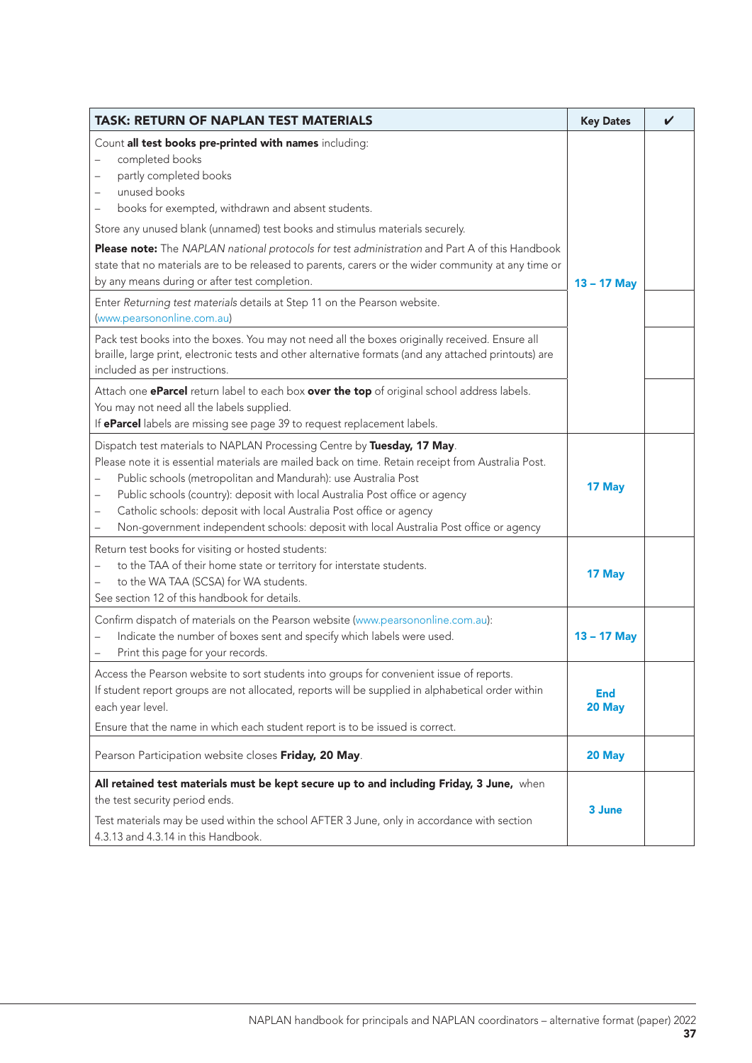| TASK: RETURN OF NAPLAN TEST MATERIALS | Key Dates | ✔ |
|---|---|---|
| Count **all test books pre-printed with names** including:<br>– completed books<br>– partly completed books<br>– unused books<br>– books for exempted, withdrawn and absent students.<br>Store any unused blank (unnamed) test books and stimulus materials securely.<br>**Please note:** The *NAPLAN national protocols for test administration* and Part A of this Handbook state that no materials are to be released to parents, carers or the wider community at any time or by any means during or after test completion. | **13 – 17 May** | |
| Enter *Returning test materials* details at Step 11 on the Pearson website. (www.pearsononline.com.au) | | |
| Pack test books into the boxes. You may not need all the boxes originally received. Ensure all braille, large print, electronic tests and other alternative formats (and any attached printouts) are included as per instructions. | | |
| Attach one **eParcel** return label to each box **over the top** of original school address labels.<br>You may not need all the labels supplied.<br>If **eParcel** labels are missing see page 39 to request replacement labels. | | |
| Dispatch test materials to NAPLAN Processing Centre by **Tuesday, 17 May**.<br>Please note it is essential materials are mailed back on time. Retain receipt from Australia Post.<br>– Public schools (metropolitan and Mandurah): use Australia Post<br>– Public schools (country): deposit with local Australia Post office or agency<br>– Catholic schools: deposit with local Australia Post office or agency<br>– Non-government independent schools: deposit with local Australia Post office or agency | **17 May** | |
| Return test books for visiting or hosted students:<br>– to the TAA of their home state or territory for interstate students.<br>– to the WA TAA (SCSA) for WA students.<br>See section 12 of this handbook for details. | **17 May** | |
| Confirm dispatch of materials on the Pearson website (www.pearsononline.com.au):<br>– Indicate the number of boxes sent and specify which labels were used.<br>– Print this page for your records. | **13 – 17 May** | |
| Access the Pearson website to sort students into groups for convenient issue of reports.<br>If student report groups are not allocated, reports will be supplied in alphabetical order within each year level.<br>Ensure that the name in which each student report is to be issued is correct. | **End 20 May** | |
| Pearson Participation website closes **Friday, 20 May**. | **20 May** | |
| **All retained test materials must be kept secure up to and including Friday, 3 June,** when the test security period ends.<br>Test materials may be used within the school AFTER 3 June, only in accordance with section 4.3.13 and 4.3.14 in this Handbook. | **3 June** | |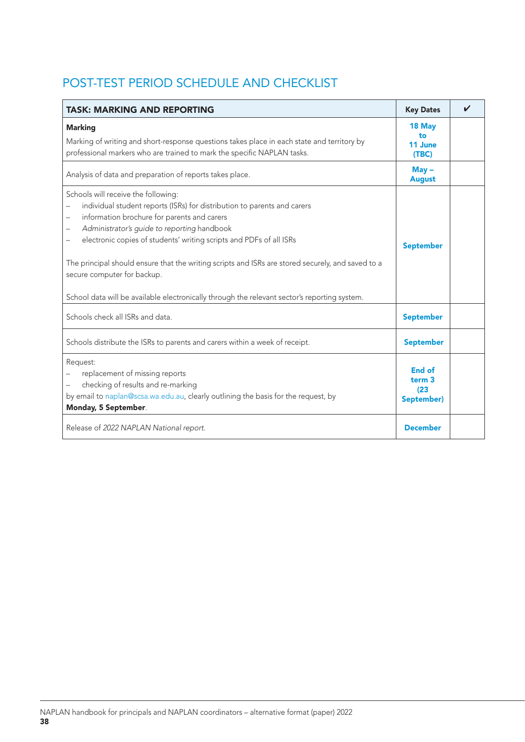# POST-TEST PERIOD SCHEDULE AND CHECKLIST

| TASK: MARKING AND REPORTING | Key Dates | ✔ |
|---|---|---|
| **Marking**<br>Marking of writing and short-response questions takes place in each state and territory by professional markers who are trained to mark the specific NAPLAN tasks. | **18 May to 11 June (TBC)** | |
| Analysis of data and preparation of reports takes place. | **May – August** | |
| Schools will receive the following:<br>– individual student reports (ISRs) for distribution to parents and carers<br>– information brochure for parents and carers<br>– *Administrator's guide to reporting* handbook<br>– electronic copies of students' writing scripts and PDFs of all ISRs<br><br>The principal should ensure that the writing scripts and ISRs are stored securely, and saved to a secure computer for backup.<br><br>School data will be available electronically through the relevant sector's reporting system. | **September** | |
| Schools check all ISRs and data. | **September** | |
| Schools distribute the ISRs to parents and carers within a week of receipt. | **September** | |
| Request:<br>– replacement of missing reports<br>– checking of results and re-marking<br>by email to naplan@scsa.wa.edu.au, clearly outlining the basis for the request, by **Monday, 5 September**. | **End of term 3 (23 September)** | |
| Release of *2022 NAPLAN National report*. | **December** | |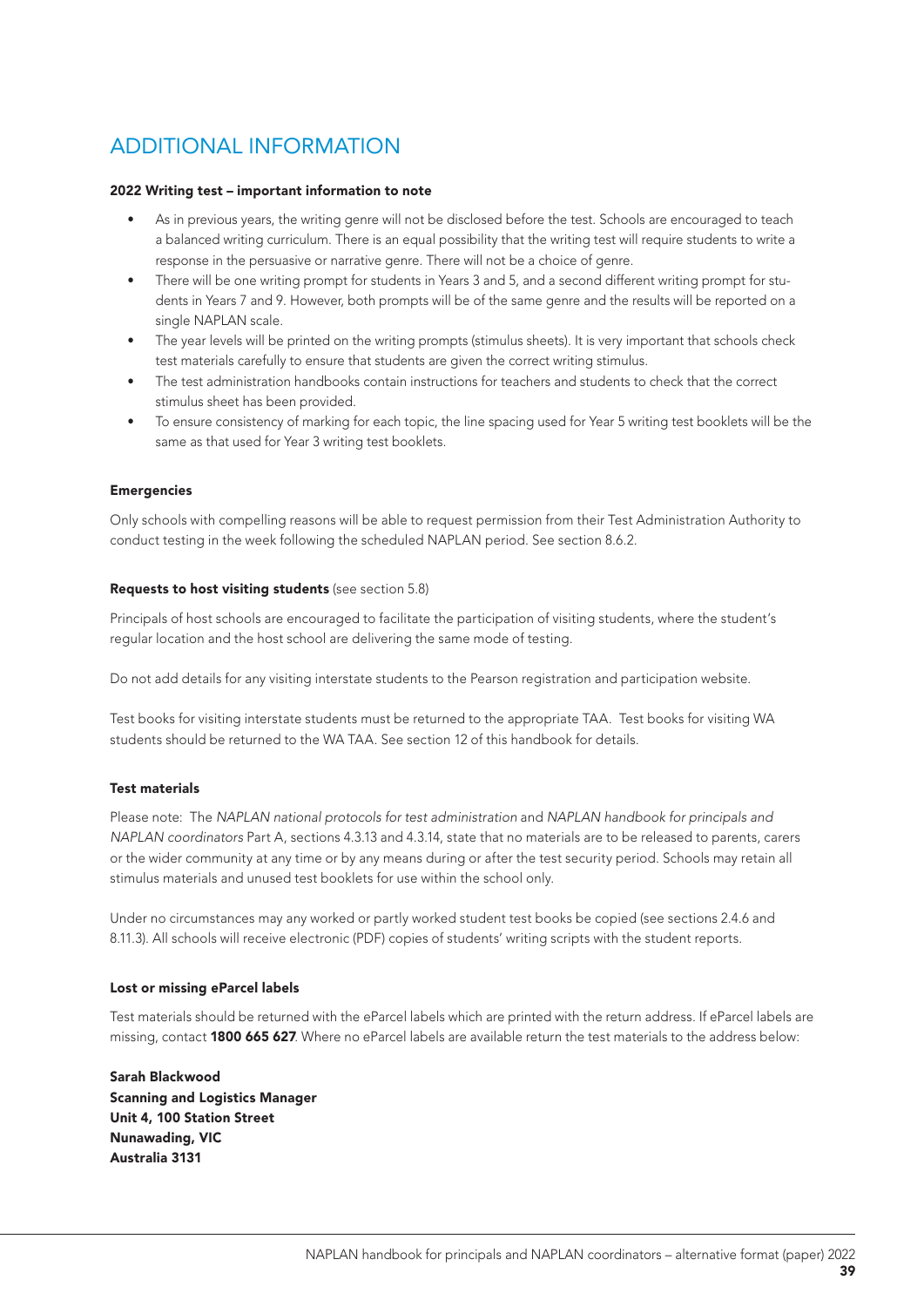# ADDITIONAL INFORMATION

### 2022 Writing test – important information to note

- As in previous years, the writing genre will not be disclosed before the test. Schools are encouraged to teach a balanced writing curriculum. There is an equal possibility that the writing test will require students to write a response in the persuasive or narrative genre. There will not be a choice of genre.
- There will be one writing prompt for students in Years 3 and 5, and a second different writing prompt for students in Years 7 and 9. However, both prompts will be of the same genre and the results will be reported on a single NAPLAN scale.
- The year levels will be printed on the writing prompts (stimulus sheets). It is very important that schools check test materials carefully to ensure that students are given the correct writing stimulus.
- The test administration handbooks contain instructions for teachers and students to check that the correct stimulus sheet has been provided.
- To ensure consistency of marking for each topic, the line spacing used for Year 5 writing test booklets will be the same as that used for Year 3 writing test booklets.

### Emergencies

Only schools with compelling reasons will be able to request permission from their Test Administration Authority to conduct testing in the week following the scheduled NAPLAN period. See section 8.6.2.

### Requests to host visiting students (see section 5.8)

Principals of host schools are encouraged to facilitate the participation of visiting students, where the student's regular location and the host school are delivering the same mode of testing.

Do not add details for any visiting interstate students to the Pearson registration and participation website.

Test books for visiting interstate students must be returned to the appropriate TAA. Test books for visiting WA students should be returned to the WA TAA. See section 12 of this handbook for details.

### Test materials

Please note: The *NAPLAN national protocols for test administration* and *NAPLAN handbook for principals and NAPLAN coordinators* Part A, sections 4.3.13 and 4.3.14, state that no materials are to be released to parents, carers or the wider community at any time or by any means during or after the test security period. Schools may retain all stimulus materials and unused test booklets for use within the school only.

Under no circumstances may any worked or partly worked student test books be copied (see sections 2.4.6 and 8.11.3). All schools will receive electronic (PDF) copies of students' writing scripts with the student reports.

### Lost or missing eParcel labels

Test materials should be returned with the eParcel labels which are printed with the return address. If eParcel labels are missing, contact **1800 665 627**. Where no eParcel labels are available return the test materials to the address below:

**Sarah Blackwood**
**Scanning and Logistics Manager**
**Unit 4, 100 Station Street**
**Nunawading, VIC**
**Australia 3131**